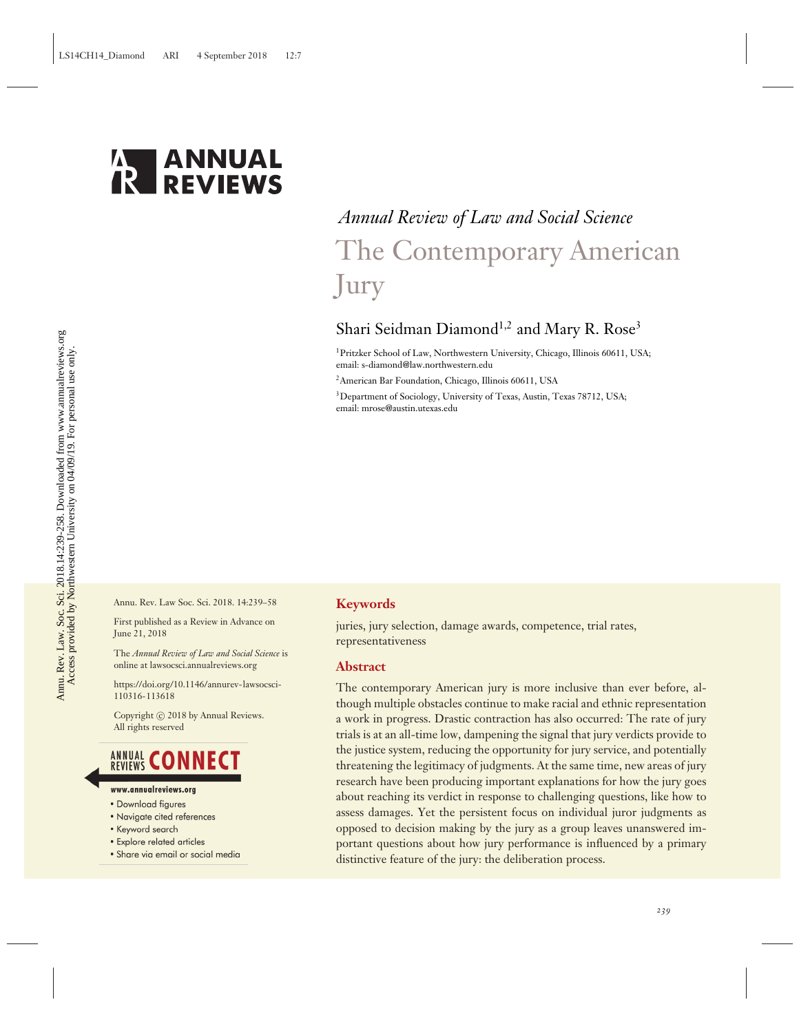*Annual Review of Law and Social Science*

# The Contemporary American Jury

Shari Seidman Diamond[1,2] and Mary R. Rose[3]

[1]Pritzker School of Law, Northwestern University, Chicago, Illinois 60611, USA; email: s-diamond@law.northwestern.edu

[2]American Bar Foundation, Chicago, Illinois 60611, USA

[3]Department of Sociology, University of Texas, Austin, Texas 78712, USA; email: mrose@austin.utexas.edu

Annu. Rev. Law Soc. Sci. 2018. 14:239–58

First published as a Review in Advance on June 21, 2018

The *Annual Review of Law and Social Science* is online at lawsocsci.annualreviews.org

https://doi.org/10.1146/annurev-lawsocsci-110316-113618

Copyright © 2018 by Annual Reviews. All rights reserved

## Keywords

juries, jury selection, damage awards, competence, trial rates, representativeness

## Abstract

The contemporary American jury is more inclusive than ever before, although multiple obstacles continue to make racial and ethnic representation a work in progress. Drastic contraction has also occurred: The rate of jury trials is at an all-time low, dampening the signal that jury verdicts provide to the justice system, reducing the opportunity for jury service, and potentially threatening the legitimacy of judgments. At the same time, new areas of jury research have been producing important explanations for how the jury goes about reaching its verdict in response to challenging questions, like how to assess damages. Yet the persistent focus on individual juror judgments as opposed to decision making by the jury as a group leaves unanswered important questions about how jury performance is influenced by a primary distinctive feature of the jury: the deliberation process.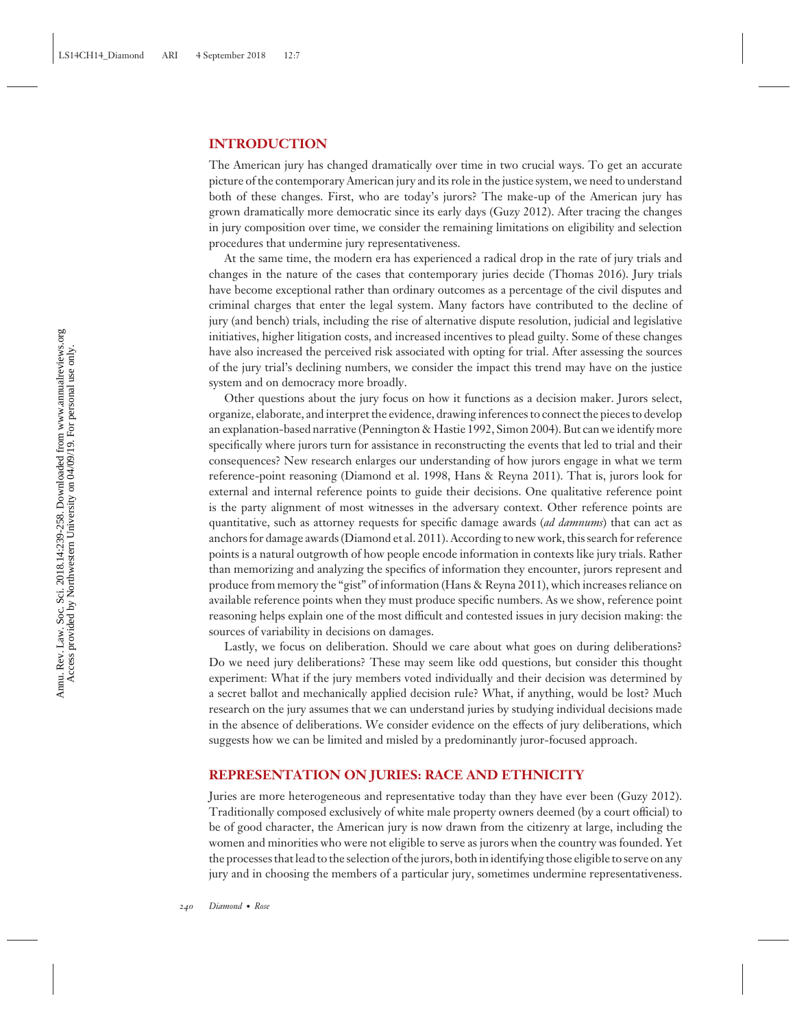## INTRODUCTION

The American jury has changed dramatically over time in two crucial ways. To get an accurate picture of the contemporary American jury and its role in the justice system, we need to understand both of these changes. First, who are today's jurors? The make-up of the American jury has grown dramatically more democratic since its early days (Guzy 2012). After tracing the changes in jury composition over time, we consider the remaining limitations on eligibility and selection procedures that undermine jury representativeness.

At the same time, the modern era has experienced a radical drop in the rate of jury trials and changes in the nature of the cases that contemporary juries decide (Thomas 2016). Jury trials have become exceptional rather than ordinary outcomes as a percentage of the civil disputes and criminal charges that enter the legal system. Many factors have contributed to the decline of jury (and bench) trials, including the rise of alternative dispute resolution, judicial and legislative initiatives, higher litigation costs, and increased incentives to plead guilty. Some of these changes have also increased the perceived risk associated with opting for trial. After assessing the sources of the jury trial's declining numbers, we consider the impact this trend may have on the justice system and on democracy more broadly.

Other questions about the jury focus on how it functions as a decision maker. Jurors select, organize, elaborate, and interpret the evidence, drawing inferences to connect the pieces to develop an explanation-based narrative (Pennington & Hastie 1992, Simon 2004). But can we identify more specifically where jurors turn for assistance in reconstructing the events that led to trial and their consequences? New research enlarges our understanding of how jurors engage in what we term reference-point reasoning (Diamond et al. 1998, Hans & Reyna 2011). That is, jurors look for external and internal reference points to guide their decisions. One qualitative reference point is the party alignment of most witnesses in the adversary context. Other reference points are quantitative, such as attorney requests for specific damage awards (*ad damnums*) that can act as anchors for damage awards (Diamond et al. 2011). According to new work, this search for reference points is a natural outgrowth of how people encode information in contexts like jury trials. Rather than memorizing and analyzing the specifics of information they encounter, jurors represent and produce from memory the "gist" of information (Hans & Reyna 2011), which increases reliance on available reference points when they must produce specific numbers. As we show, reference point reasoning helps explain one of the most difficult and contested issues in jury decision making: the sources of variability in decisions on damages.

Lastly, we focus on deliberation. Should we care about what goes on during deliberations? Do we need jury deliberations? These may seem like odd questions, but consider this thought experiment: What if the jury members voted individually and their decision was determined by a secret ballot and mechanically applied decision rule? What, if anything, would be lost? Much research on the jury assumes that we can understand juries by studying individual decisions made in the absence of deliberations. We consider evidence on the effects of jury deliberations, which suggests how we can be limited and misled by a predominantly juror-focused approach.

## REPRESENTATION ON JURIES: RACE AND ETHNICITY

Juries are more heterogeneous and representative today than they have ever been (Guzy 2012). Traditionally composed exclusively of white male property owners deemed (by a court official) to be of good character, the American jury is now drawn from the citizenry at large, including the women and minorities who were not eligible to serve as jurors when the country was founded. Yet the processes that lead to the selection of the jurors, both in identifying those eligible to serve on any jury and in choosing the members of a particular jury, sometimes undermine representativeness.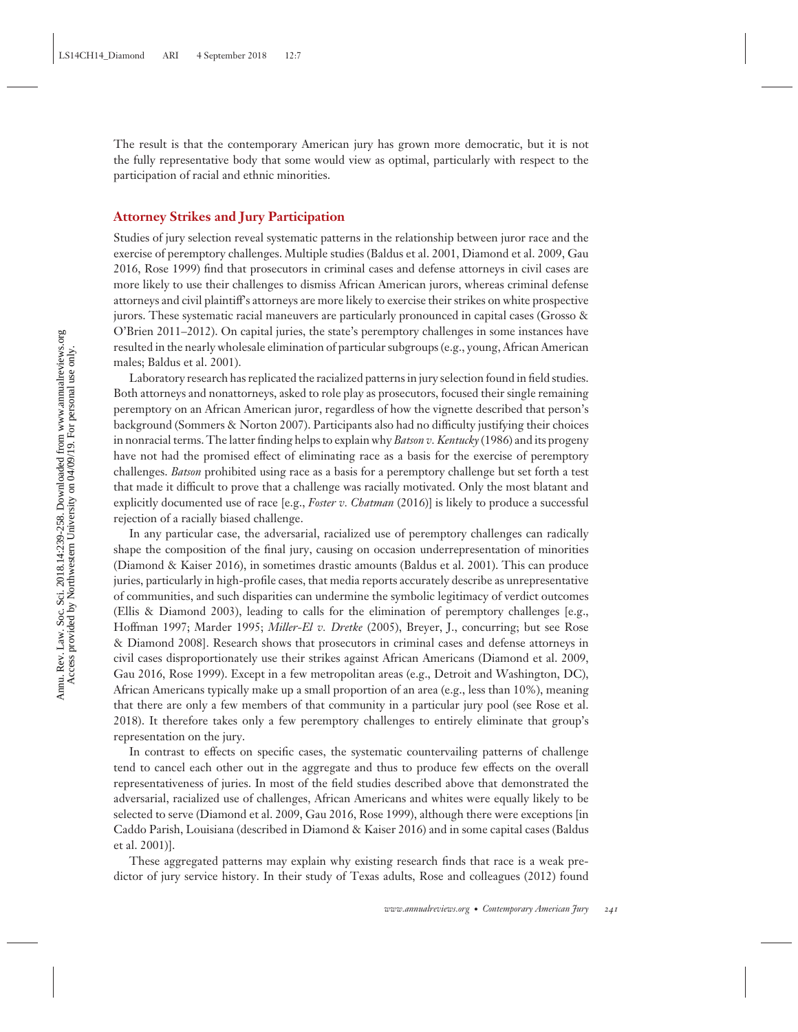The result is that the contemporary American jury has grown more democratic, but it is not the fully representative body that some would view as optimal, particularly with respect to the participation of racial and ethnic minorities.

### Attorney Strikes and Jury Participation

Studies of jury selection reveal systematic patterns in the relationship between juror race and the exercise of peremptory challenges. Multiple studies (Baldus et al. 2001, Diamond et al. 2009, Gau 2016, Rose 1999) find that prosecutors in criminal cases and defense attorneys in civil cases are more likely to use their challenges to dismiss African American jurors, whereas criminal defense attorneys and civil plaintiff's attorneys are more likely to exercise their strikes on white prospective jurors. These systematic racial maneuvers are particularly pronounced in capital cases (Grosso & O'Brien 2011–2012). On capital juries, the state's peremptory challenges in some instances have resulted in the nearly wholesale elimination of particular subgroups (e.g., young, African American males; Baldus et al. 2001).

Laboratory research has replicated the racialized patterns in jury selection found in field studies. Both attorneys and nonattorneys, asked to role play as prosecutors, focused their single remaining peremptory on an African American juror, regardless of how the vignette described that person's background (Sommers & Norton 2007). Participants also had no difficulty justifying their choices in nonracial terms. The latter finding helps to explain why *Batson v. Kentucky* (1986) and its progeny have not had the promised effect of eliminating race as a basis for the exercise of peremptory challenges. *Batson* prohibited using race as a basis for a peremptory challenge but set forth a test that made it difficult to prove that a challenge was racially motivated. Only the most blatant and explicitly documented use of race [e.g., *Foster v. Chatman* (2016)] is likely to produce a successful rejection of a racially biased challenge.

In any particular case, the adversarial, racialized use of peremptory challenges can radically shape the composition of the final jury, causing on occasion underrepresentation of minorities (Diamond & Kaiser 2016), in sometimes drastic amounts (Baldus et al. 2001). This can produce juries, particularly in high-profile cases, that media reports accurately describe as unrepresentative of communities, and such disparities can undermine the symbolic legitimacy of verdict outcomes (Ellis & Diamond 2003), leading to calls for the elimination of peremptory challenges [e.g., Hoffman 1997; Marder 1995; *Miller-El v. Dretke* (2005), Breyer, J., concurring; but see Rose & Diamond 2008]. Research shows that prosecutors in criminal cases and defense attorneys in civil cases disproportionately use their strikes against African Americans (Diamond et al. 2009, Gau 2016, Rose 1999). Except in a few metropolitan areas (e.g., Detroit and Washington, DC), African Americans typically make up a small proportion of an area (e.g., less than 10%), meaning that there are only a few members of that community in a particular jury pool (see Rose et al. 2018). It therefore takes only a few peremptory challenges to entirely eliminate that group's representation on the jury.

In contrast to effects on specific cases, the systematic countervailing patterns of challenge tend to cancel each other out in the aggregate and thus to produce few effects on the overall representativeness of juries. In most of the field studies described above that demonstrated the adversarial, racialized use of challenges, African Americans and whites were equally likely to be selected to serve (Diamond et al. 2009, Gau 2016, Rose 1999), although there were exceptions [in Caddo Parish, Louisiana (described in Diamond & Kaiser 2016) and in some capital cases (Baldus et al. 2001)].

These aggregated patterns may explain why existing research finds that race is a weak predictor of jury service history. In their study of Texas adults, Rose and colleagues (2012) found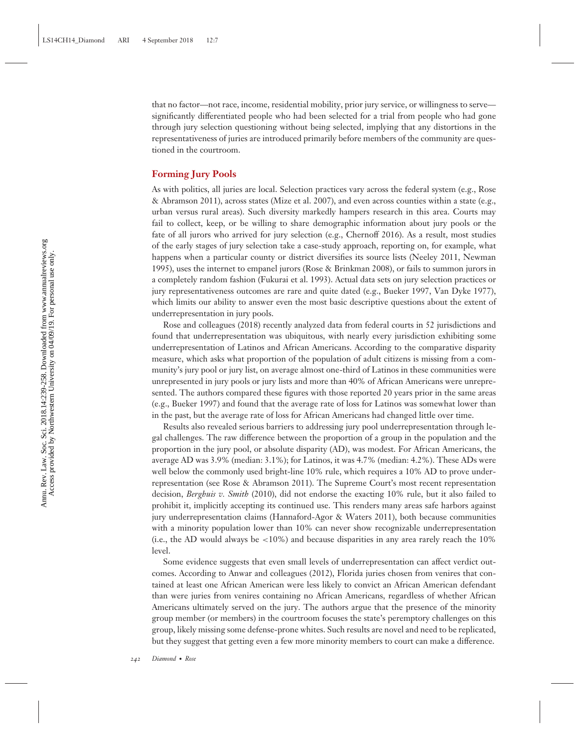that no factor—not race, income, residential mobility, prior jury service, or willingness to serve—significantly differentiated people who had been selected for a trial from people who had gone through jury selection questioning without being selected, implying that any distortions in the representativeness of juries are introduced primarily before members of the community are questioned in the courtroom.

## Forming Jury Pools

As with politics, all juries are local. Selection practices vary across the federal system (e.g., Rose & Abramson 2011), across states (Mize et al. 2007), and even across counties within a state (e.g., urban versus rural areas). Such diversity markedly hampers research in this area. Courts may fail to collect, keep, or be willing to share demographic information about jury pools or the fate of all jurors who arrived for jury selection (e.g., Chernoff 2016). As a result, most studies of the early stages of jury selection take a case-study approach, reporting on, for example, what happens when a particular county or district diversifies its source lists (Neeley 2011, Newman 1995), uses the internet to empanel jurors (Rose & Brinkman 2008), or fails to summon jurors in a completely random fashion (Fukurai et al. 1993). Actual data sets on jury selection practices or jury representativeness outcomes are rare and quite dated (e.g., Bueker 1997, Van Dyke 1977), which limits our ability to answer even the most basic descriptive questions about the extent of underrepresentation in jury pools.

Rose and colleagues (2018) recently analyzed data from federal courts in 52 jurisdictions and found that underrepresentation was ubiquitous, with nearly every jurisdiction exhibiting some underrepresentation of Latinos and African Americans. According to the comparative disparity measure, which asks what proportion of the population of adult citizens is missing from a community's jury pool or jury list, on average almost one-third of Latinos in these communities were unrepresented in jury pools or jury lists and more than 40% of African Americans were unrepresented. The authors compared these figures with those reported 20 years prior in the same areas (e.g., Bueker 1997) and found that the average rate of loss for Latinos was somewhat lower than in the past, but the average rate of loss for African Americans had changed little over time.

Results also revealed serious barriers to addressing jury pool underrepresentation through legal challenges. The raw difference between the proportion of a group in the population and the proportion in the jury pool, or absolute disparity (AD), was modest. For African Americans, the average AD was 3.9% (median: 3.1%); for Latinos, it was 4.7% (median: 4.2%). These ADs were well below the commonly used bright-line 10% rule, which requires a 10% AD to prove underrepresentation (see Rose & Abramson 2011). The Supreme Court's most recent representation decision, *Berghuis v. Smith* (2010), did not endorse the exacting 10% rule, but it also failed to prohibit it, implicitly accepting its continued use. This renders many areas safe harbors against jury underrepresentation claims (Hannaford-Agor & Waters 2011), both because communities with a minority population lower than 10% can never show recognizable underrepresentation (i.e., the AD would always be <10%) and because disparities in any area rarely reach the 10% level.

Some evidence suggests that even small levels of underrepresentation can affect verdict outcomes. According to Anwar and colleagues (2012), Florida juries chosen from venires that contained at least one African American were less likely to convict an African American defendant than were juries from venires containing no African Americans, regardless of whether African Americans ultimately served on the jury. The authors argue that the presence of the minority group member (or members) in the courtroom focuses the state's peremptory challenges on this group, likely missing some defense-prone whites. Such results are novel and need to be replicated, but they suggest that getting even a few more minority members to court can make a difference.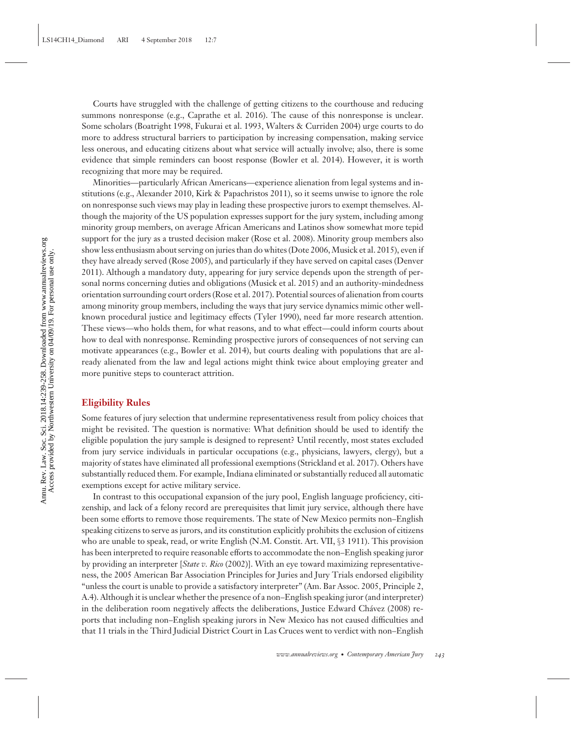Courts have struggled with the challenge of getting citizens to the courthouse and reducing summons nonresponse (e.g., Caprathe et al. 2016). The cause of this nonresponse is unclear. Some scholars (Boatright 1998, Fukurai et al. 1993, Walters & Curriden 2004) urge courts to do more to address structural barriers to participation by increasing compensation, making service less onerous, and educating citizens about what service will actually involve; also, there is some evidence that simple reminders can boost response (Bowler et al. 2014). However, it is worth recognizing that more may be required.

Minorities—particularly African Americans—experience alienation from legal systems and institutions (e.g., Alexander 2010, Kirk & Papachristos 2011), so it seems unwise to ignore the role on nonresponse such views may play in leading these prospective jurors to exempt themselves. Although the majority of the US population expresses support for the jury system, including among minority group members, on average African Americans and Latinos show somewhat more tepid support for the jury as a trusted decision maker (Rose et al. 2008). Minority group members also show less enthusiasm about serving on juries than do whites (Dote 2006, Musick et al. 2015), even if they have already served (Rose 2005), and particularly if they have served on capital cases (Denver 2011). Although a mandatory duty, appearing for jury service depends upon the strength of personal norms concerning duties and obligations (Musick et al. 2015) and an authority-mindedness orientation surrounding court orders (Rose et al. 2017). Potential sources of alienation from courts among minority group members, including the ways that jury service dynamics mimic other well-known procedural justice and legitimacy effects (Tyler 1990), need far more research attention. These views—who holds them, for what reasons, and to what effect—could inform courts about how to deal with nonresponse. Reminding prospective jurors of consequences of not serving can motivate appearances (e.g., Bowler et al. 2014), but courts dealing with populations that are already alienated from the law and legal actions might think twice about employing greater and more punitive steps to counteract attrition.

## Eligibility Rules

Some features of jury selection that undermine representativeness result from policy choices that might be revisited. The question is normative: What definition should be used to identify the eligible population the jury sample is designed to represent? Until recently, most states excluded from jury service individuals in particular occupations (e.g., physicians, lawyers, clergy), but a majority of states have eliminated all professional exemptions (Strickland et al. 2017). Others have substantially reduced them. For example, Indiana eliminated or substantially reduced all automatic exemptions except for active military service.

In contrast to this occupational expansion of the jury pool, English language proficiency, citizenship, and lack of a felony record are prerequisites that limit jury service, although there have been some efforts to remove those requirements. The state of New Mexico permits non–English speaking citizens to serve as jurors, and its constitution explicitly prohibits the exclusion of citizens who are unable to speak, read, or write English (N.M. Constit. Art. VII, §3 1911). This provision has been interpreted to require reasonable efforts to accommodate the non–English speaking juror by providing an interpreter [*State v. Rico* (2002)]. With an eye toward maximizing representativeness, the 2005 American Bar Association Principles for Juries and Jury Trials endorsed eligibility "unless the court is unable to provide a satisfactory interpreter" (Am. Bar Assoc. 2005, Principle 2, A.4). Although it is unclear whether the presence of a non–English speaking juror (and interpreter) in the deliberation room negatively affects the deliberations, Justice Edward Chávez (2008) reports that including non–English speaking jurors in New Mexico has not caused difficulties and that 11 trials in the Third Judicial District Court in Las Cruces went to verdict with non–English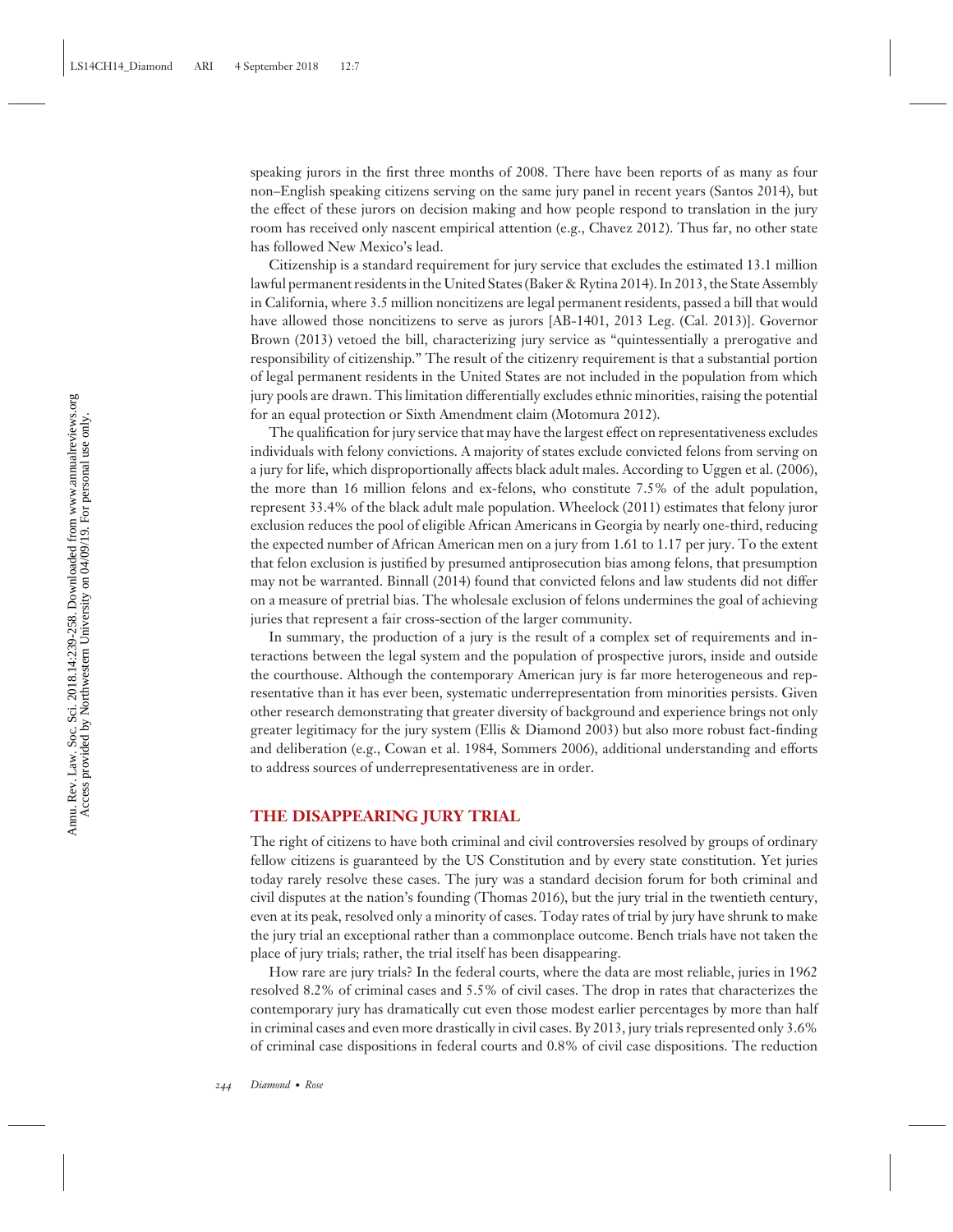speaking jurors in the first three months of 2008. There have been reports of as many as four non–English speaking citizens serving on the same jury panel in recent years (Santos 2014), but the effect of these jurors on decision making and how people respond to translation in the jury room has received only nascent empirical attention (e.g., Chavez 2012). Thus far, no other state has followed New Mexico's lead.

Citizenship is a standard requirement for jury service that excludes the estimated 13.1 million lawful permanent residents in the United States (Baker & Rytina 2014). In 2013, the State Assembly in California, where 3.5 million noncitizens are legal permanent residents, passed a bill that would have allowed those noncitizens to serve as jurors [AB-1401, 2013 Leg. (Cal. 2013)]. Governor Brown (2013) vetoed the bill, characterizing jury service as "quintessentially a prerogative and responsibility of citizenship." The result of the citizenry requirement is that a substantial portion of legal permanent residents in the United States are not included in the population from which jury pools are drawn. This limitation differentially excludes ethnic minorities, raising the potential for an equal protection or Sixth Amendment claim (Motomura 2012).

The qualification for jury service that may have the largest effect on representativeness excludes individuals with felony convictions. A majority of states exclude convicted felons from serving on a jury for life, which disproportionally affects black adult males. According to Uggen et al. (2006), the more than 16 million felons and ex-felons, who constitute 7.5% of the adult population, represent 33.4% of the black adult male population. Wheelock (2011) estimates that felony juror exclusion reduces the pool of eligible African Americans in Georgia by nearly one-third, reducing the expected number of African American men on a jury from 1.61 to 1.17 per jury. To the extent that felon exclusion is justified by presumed antiprosecution bias among felons, that presumption may not be warranted. Binnall (2014) found that convicted felons and law students did not differ on a measure of pretrial bias. The wholesale exclusion of felons undermines the goal of achieving juries that represent a fair cross-section of the larger community.

In summary, the production of a jury is the result of a complex set of requirements and interactions between the legal system and the population of prospective jurors, inside and outside the courthouse. Although the contemporary American jury is far more heterogeneous and representative than it has ever been, systematic underrepresentation from minorities persists. Given other research demonstrating that greater diversity of background and experience brings not only greater legitimacy for the jury system (Ellis & Diamond 2003) but also more robust fact-finding and deliberation (e.g., Cowan et al. 1984, Sommers 2006), additional understanding and efforts to address sources of underrepresentativeness are in order.

## THE DISAPPEARING JURY TRIAL

The right of citizens to have both criminal and civil controversies resolved by groups of ordinary fellow citizens is guaranteed by the US Constitution and by every state constitution. Yet juries today rarely resolve these cases. The jury was a standard decision forum for both criminal and civil disputes at the nation's founding (Thomas 2016), but the jury trial in the twentieth century, even at its peak, resolved only a minority of cases. Today rates of trial by jury have shrunk to make the jury trial an exceptional rather than a commonplace outcome. Bench trials have not taken the place of jury trials; rather, the trial itself has been disappearing.

How rare are jury trials? In the federal courts, where the data are most reliable, juries in 1962 resolved 8.2% of criminal cases and 5.5% of civil cases. The drop in rates that characterizes the contemporary jury has dramatically cut even those modest earlier percentages by more than half in criminal cases and even more drastically in civil cases. By 2013, jury trials represented only 3.6% of criminal case dispositions in federal courts and 0.8% of civil case dispositions. The reduction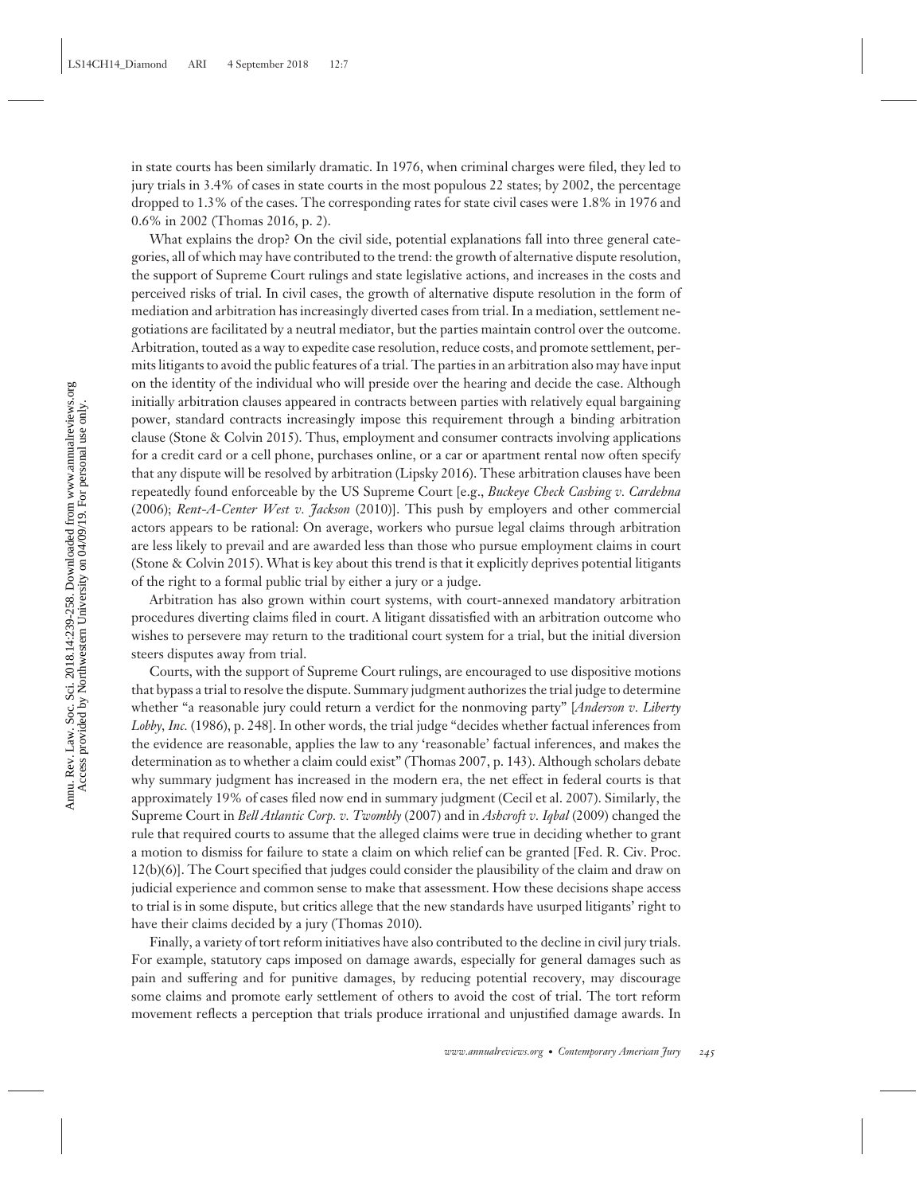in state courts has been similarly dramatic. In 1976, when criminal charges were filed, they led to jury trials in 3.4% of cases in state courts in the most populous 22 states; by 2002, the percentage dropped to 1.3% of the cases. The corresponding rates for state civil cases were 1.8% in 1976 and 0.6% in 2002 (Thomas 2016, p. 2).

What explains the drop? On the civil side, potential explanations fall into three general categories, all of which may have contributed to the trend: the growth of alternative dispute resolution, the support of Supreme Court rulings and state legislative actions, and increases in the costs and perceived risks of trial. In civil cases, the growth of alternative dispute resolution in the form of mediation and arbitration has increasingly diverted cases from trial. In a mediation, settlement negotiations are facilitated by a neutral mediator, but the parties maintain control over the outcome. Arbitration, touted as a way to expedite case resolution, reduce costs, and promote settlement, permits litigants to avoid the public features of a trial. The parties in an arbitration also may have input on the identity of the individual who will preside over the hearing and decide the case. Although initially arbitration clauses appeared in contracts between parties with relatively equal bargaining power, standard contracts increasingly impose this requirement through a binding arbitration clause (Stone & Colvin 2015). Thus, employment and consumer contracts involving applications for a credit card or a cell phone, purchases online, or a car or apartment rental now often specify that any dispute will be resolved by arbitration (Lipsky 2016). These arbitration clauses have been repeatedly found enforceable by the US Supreme Court [e.g., *Buckeye Check Cashing v. Cardehna* (2006); *Rent-A-Center West v. Jackson* (2010)]. This push by employers and other commercial actors appears to be rational: On average, workers who pursue legal claims through arbitration are less likely to prevail and are awarded less than those who pursue employment claims in court (Stone & Colvin 2015). What is key about this trend is that it explicitly deprives potential litigants of the right to a formal public trial by either a jury or a judge.

Arbitration has also grown within court systems, with court-annexed mandatory arbitration procedures diverting claims filed in court. A litigant dissatisfied with an arbitration outcome who wishes to persevere may return to the traditional court system for a trial, but the initial diversion steers disputes away from trial.

Courts, with the support of Supreme Court rulings, are encouraged to use dispositive motions that bypass a trial to resolve the dispute. Summary judgment authorizes the trial judge to determine whether "a reasonable jury could return a verdict for the nonmoving party" [*Anderson v. Liberty Lobby, Inc.* (1986), p. 248]. In other words, the trial judge "decides whether factual inferences from the evidence are reasonable, applies the law to any 'reasonable' factual inferences, and makes the determination as to whether a claim could exist" (Thomas 2007, p. 143). Although scholars debate why summary judgment has increased in the modern era, the net effect in federal courts is that approximately 19% of cases filed now end in summary judgment (Cecil et al. 2007). Similarly, the Supreme Court in *Bell Atlantic Corp. v. Twombly* (2007) and in *Ashcroft v. Iqbal* (2009) changed the rule that required courts to assume that the alleged claims were true in deciding whether to grant a motion to dismiss for failure to state a claim on which relief can be granted [Fed. R. Civ. Proc. 12(b)(6)]. The Court specified that judges could consider the plausibility of the claim and draw on judicial experience and common sense to make that assessment. How these decisions shape access to trial is in some dispute, but critics allege that the new standards have usurped litigants' right to have their claims decided by a jury (Thomas 2010).

Finally, a variety of tort reform initiatives have also contributed to the decline in civil jury trials. For example, statutory caps imposed on damage awards, especially for general damages such as pain and suffering and for punitive damages, by reducing potential recovery, may discourage some claims and promote early settlement of others to avoid the cost of trial. The tort reform movement reflects a perception that trials produce irrational and unjustified damage awards. In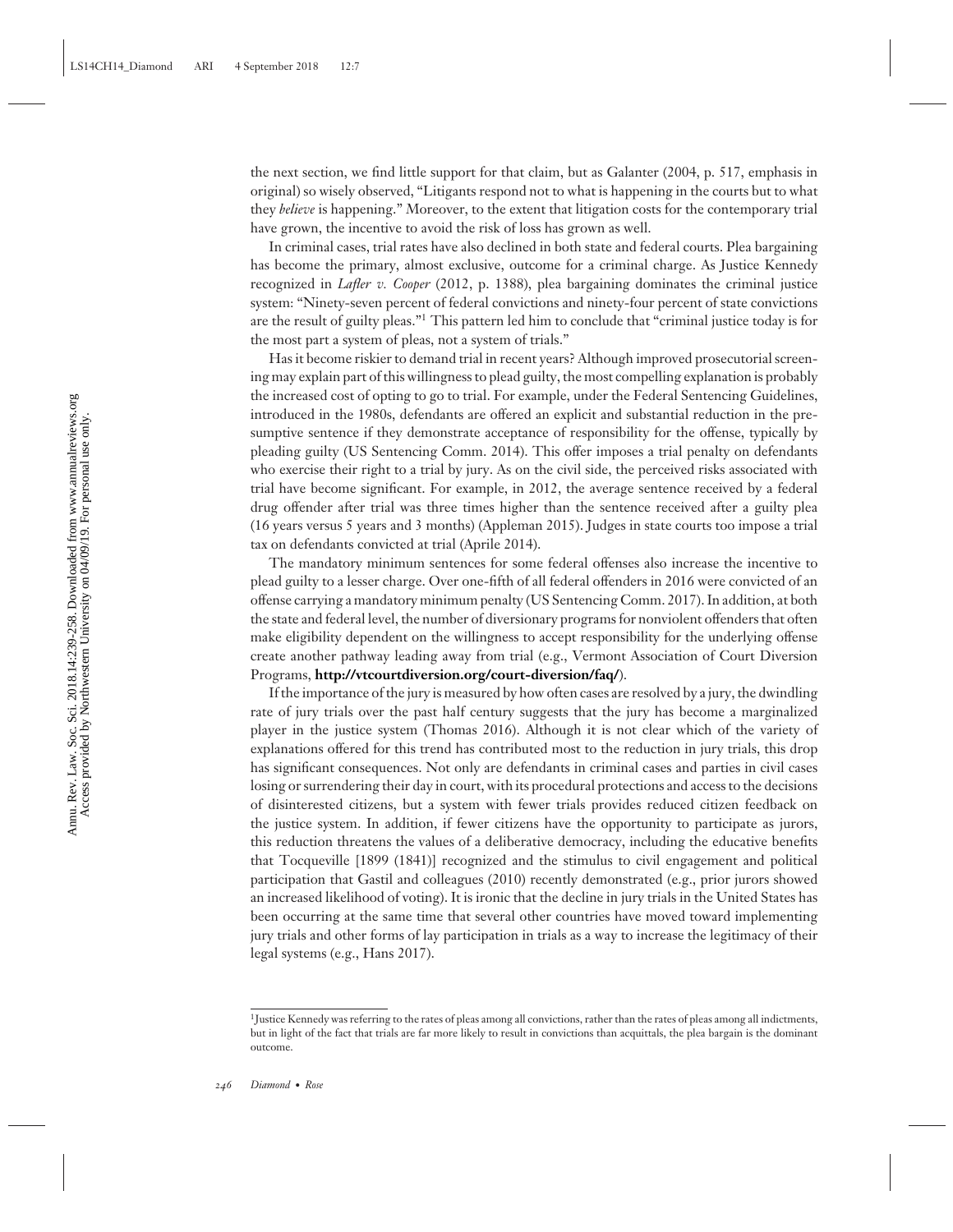the next section, we find little support for that claim, but as Galanter (2004, p. 517, emphasis in original) so wisely observed, "Litigants respond not to what is happening in the courts but to what they *believe* is happening." Moreover, to the extent that litigation costs for the contemporary trial have grown, the incentive to avoid the risk of loss has grown as well.

In criminal cases, trial rates have also declined in both state and federal courts. Plea bargaining has become the primary, almost exclusive, outcome for a criminal charge. As Justice Kennedy recognized in *Lafler v. Cooper* (2012, p. 1388), plea bargaining dominates the criminal justice system: "Ninety-seven percent of federal convictions and ninety-four percent of state convictions are the result of guilty pleas."[1] This pattern led him to conclude that "criminal justice today is for the most part a system of pleas, not a system of trials."

Has it become riskier to demand trial in recent years? Although improved prosecutorial screening may explain part of this willingness to plead guilty, the most compelling explanation is probably the increased cost of opting to go to trial. For example, under the Federal Sentencing Guidelines, introduced in the 1980s, defendants are offered an explicit and substantial reduction in the presumptive sentence if they demonstrate acceptance of responsibility for the offense, typically by pleading guilty (US Sentencing Comm. 2014). This offer imposes a trial penalty on defendants who exercise their right to a trial by jury. As on the civil side, the perceived risks associated with trial have become significant. For example, in 2012, the average sentence received by a federal drug offender after trial was three times higher than the sentence received after a guilty plea (16 years versus 5 years and 3 months) (Appleman 2015). Judges in state courts too impose a trial tax on defendants convicted at trial (Aprile 2014).

The mandatory minimum sentences for some federal offenses also increase the incentive to plead guilty to a lesser charge. Over one-fifth of all federal offenders in 2016 were convicted of an offense carrying a mandatory minimum penalty (US Sentencing Comm. 2017). In addition, at both the state and federal level, the number of diversionary programs for nonviolent offenders that often make eligibility dependent on the willingness to accept responsibility for the underlying offense create another pathway leading away from trial (e.g., Vermont Association of Court Diversion Programs, **http://vtcourtdiversion.org/court-diversion/faq/**).

If the importance of the jury is measured by how often cases are resolved by a jury, the dwindling rate of jury trials over the past half century suggests that the jury has become a marginalized player in the justice system (Thomas 2016). Although it is not clear which of the variety of explanations offered for this trend has contributed most to the reduction in jury trials, this drop has significant consequences. Not only are defendants in criminal cases and parties in civil cases losing or surrendering their day in court, with its procedural protections and access to the decisions of disinterested citizens, but a system with fewer trials provides reduced citizen feedback on the justice system. In addition, if fewer citizens have the opportunity to participate as jurors, this reduction threatens the values of a deliberative democracy, including the educative benefits that Tocqueville [1899 (1841)] recognized and the stimulus to civil engagement and political participation that Gastil and colleagues (2010) recently demonstrated (e.g., prior jurors showed an increased likelihood of voting). It is ironic that the decline in jury trials in the United States has been occurring at the same time that several other countries have moved toward implementing jury trials and other forms of lay participation in trials as a way to increase the legitimacy of their legal systems (e.g., Hans 2017).

[1]Justice Kennedy was referring to the rates of pleas among all convictions, rather than the rates of pleas among all indictments, but in light of the fact that trials are far more likely to result in convictions than acquittals, the plea bargain is the dominant outcome.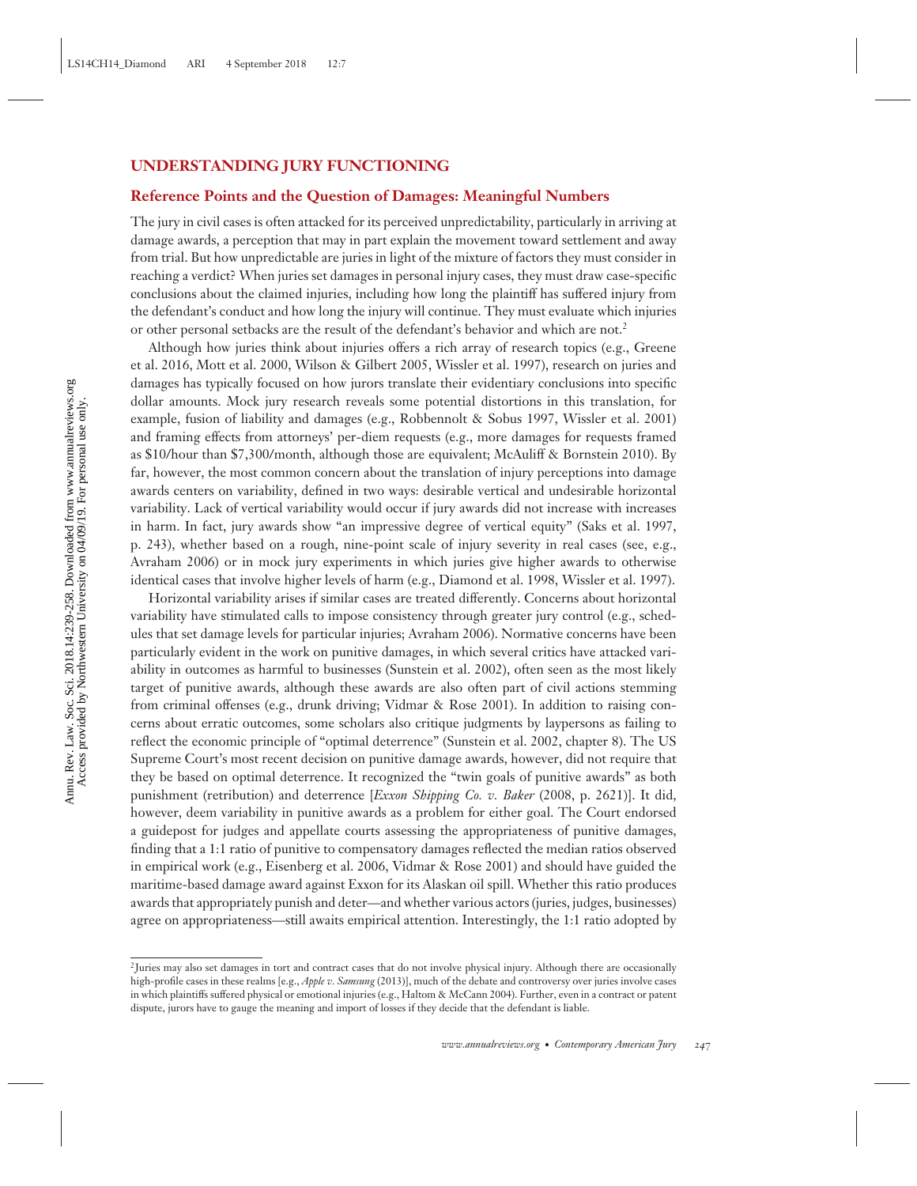## UNDERSTANDING JURY FUNCTIONING

### Reference Points and the Question of Damages: Meaningful Numbers

The jury in civil cases is often attacked for its perceived unpredictability, particularly in arriving at damage awards, a perception that may in part explain the movement toward settlement and away from trial. But how unpredictable are juries in light of the mixture of factors they must consider in reaching a verdict? When juries set damages in personal injury cases, they must draw case-specific conclusions about the claimed injuries, including how long the plaintiff has suffered injury from the defendant's conduct and how long the injury will continue. They must evaluate which injuries or other personal setbacks are the result of the defendant's behavior and which are not.[2]

Although how juries think about injuries offers a rich array of research topics (e.g., Greene et al. 2016, Mott et al. 2000, Wilson & Gilbert 2005, Wissler et al. 1997), research on juries and damages has typically focused on how jurors translate their evidentiary conclusions into specific dollar amounts. Mock jury research reveals some potential distortions in this translation, for example, fusion of liability and damages (e.g., Robbennolt & Sobus 1997, Wissler et al. 2001) and framing effects from attorneys' per-diem requests (e.g., more damages for requests framed as $10/hour than $7,300/month, although those are equivalent; McAuliff & Bornstein 2010). By far, however, the most common concern about the translation of injury perceptions into damage awards centers on variability, defined in two ways: desirable vertical and undesirable horizontal variability. Lack of vertical variability would occur if jury awards did not increase with increases in harm. In fact, jury awards show "an impressive degree of vertical equity" (Saks et al. 1997, p. 243), whether based on a rough, nine-point scale of injury severity in real cases (see, e.g., Avraham 2006) or in mock jury experiments in which juries give higher awards to otherwise identical cases that involve higher levels of harm (e.g., Diamond et al. 1998, Wissler et al. 1997).

Horizontal variability arises if similar cases are treated differently. Concerns about horizontal variability have stimulated calls to impose consistency through greater jury control (e.g., schedules that set damage levels for particular injuries; Avraham 2006). Normative concerns have been particularly evident in the work on punitive damages, in which several critics have attacked variability in outcomes as harmful to businesses (Sunstein et al. 2002), often seen as the most likely target of punitive awards, although these awards are also often part of civil actions stemming from criminal offenses (e.g., drunk driving; Vidmar & Rose 2001). In addition to raising concerns about erratic outcomes, some scholars also critique judgments by laypersons as failing to reflect the economic principle of "optimal deterrence" (Sunstein et al. 2002, chapter 8). The US Supreme Court's most recent decision on punitive damage awards, however, did not require that they be based on optimal deterrence. It recognized the "twin goals of punitive awards" as both punishment (retribution) and deterrence [*Exxon Shipping Co. v. Baker* (2008, p. 2621)]. It did, however, deem variability in punitive awards as a problem for either goal. The Court endorsed a guidepost for judges and appellate courts assessing the appropriateness of punitive damages, finding that a 1:1 ratio of punitive to compensatory damages reflected the median ratios observed in empirical work (e.g., Eisenberg et al. 2006, Vidmar & Rose 2001) and should have guided the maritime-based damage award against Exxon for its Alaskan oil spill. Whether this ratio produces awards that appropriately punish and deter—and whether various actors (juries, judges, businesses) agree on appropriateness—still awaits empirical attention. Interestingly, the 1:1 ratio adopted by

[2]Juries may also set damages in tort and contract cases that do not involve physical injury. Although there are occasionally high-profile cases in these realms [e.g., *Apple v. Samsung* (2013)], much of the debate and controversy over juries involve cases in which plaintiffs suffered physical or emotional injuries (e.g., Haltom & McCann 2004). Further, even in a contract or patent dispute, jurors have to gauge the meaning and import of losses if they decide that the defendant is liable.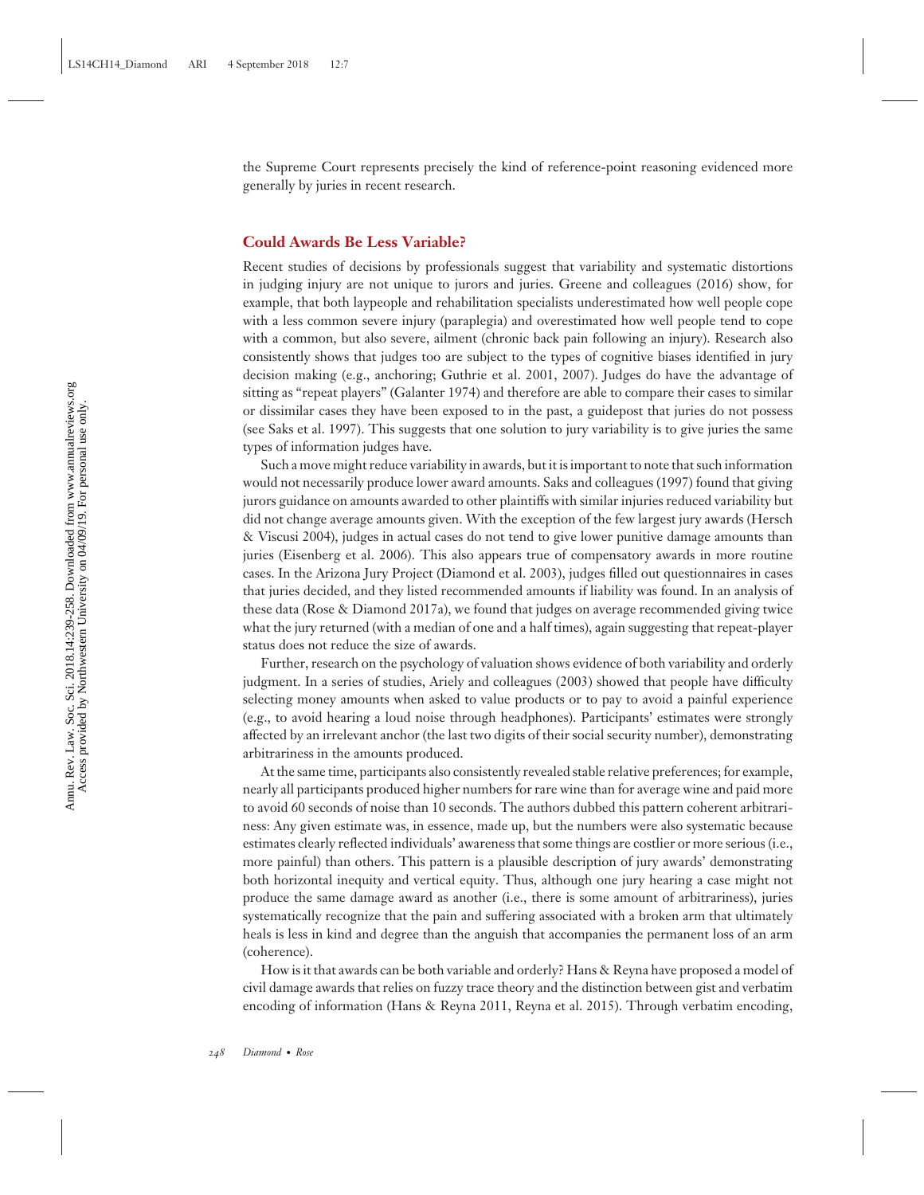the Supreme Court represents precisely the kind of reference-point reasoning evidenced more generally by juries in recent research.

## Could Awards Be Less Variable?

Recent studies of decisions by professionals suggest that variability and systematic distortions in judging injury are not unique to jurors and juries. Greene and colleagues (2016) show, for example, that both laypeople and rehabilitation specialists underestimated how well people cope with a less common severe injury (paraplegia) and overestimated how well people tend to cope with a common, but also severe, ailment (chronic back pain following an injury). Research also consistently shows that judges too are subject to the types of cognitive biases identified in jury decision making (e.g., anchoring; Guthrie et al. 2001, 2007). Judges do have the advantage of sitting as "repeat players" (Galanter 1974) and therefore are able to compare their cases to similar or dissimilar cases they have been exposed to in the past, a guidepost that juries do not possess (see Saks et al. 1997). This suggests that one solution to jury variability is to give juries the same types of information judges have.

Such a move might reduce variability in awards, but it is important to note that such information would not necessarily produce lower award amounts. Saks and colleagues (1997) found that giving jurors guidance on amounts awarded to other plaintiffs with similar injuries reduced variability but did not change average amounts given. With the exception of the few largest jury awards (Hersch & Viscusi 2004), judges in actual cases do not tend to give lower punitive damage amounts than juries (Eisenberg et al. 2006). This also appears true of compensatory awards in more routine cases. In the Arizona Jury Project (Diamond et al. 2003), judges filled out questionnaires in cases that juries decided, and they listed recommended amounts if liability was found. In an analysis of these data (Rose & Diamond 2017a), we found that judges on average recommended giving twice what the jury returned (with a median of one and a half times), again suggesting that repeat-player status does not reduce the size of awards.

Further, research on the psychology of valuation shows evidence of both variability and orderly judgment. In a series of studies, Ariely and colleagues (2003) showed that people have difficulty selecting money amounts when asked to value products or to pay to avoid a painful experience (e.g., to avoid hearing a loud noise through headphones). Participants' estimates were strongly affected by an irrelevant anchor (the last two digits of their social security number), demonstrating arbitrariness in the amounts produced.

At the same time, participants also consistently revealed stable relative preferences; for example, nearly all participants produced higher numbers for rare wine than for average wine and paid more to avoid 60 seconds of noise than 10 seconds. The authors dubbed this pattern coherent arbitrariness: Any given estimate was, in essence, made up, but the numbers were also systematic because estimates clearly reflected individuals' awareness that some things are costlier or more serious (i.e., more painful) than others. This pattern is a plausible description of jury awards' demonstrating both horizontal inequity and vertical equity. Thus, although one jury hearing a case might not produce the same damage award as another (i.e., there is some amount of arbitrariness), juries systematically recognize that the pain and suffering associated with a broken arm that ultimately heals is less in kind and degree than the anguish that accompanies the permanent loss of an arm (coherence).

How is it that awards can be both variable and orderly? Hans & Reyna have proposed a model of civil damage awards that relies on fuzzy trace theory and the distinction between gist and verbatim encoding of information (Hans & Reyna 2011, Reyna et al. 2015). Through verbatim encoding,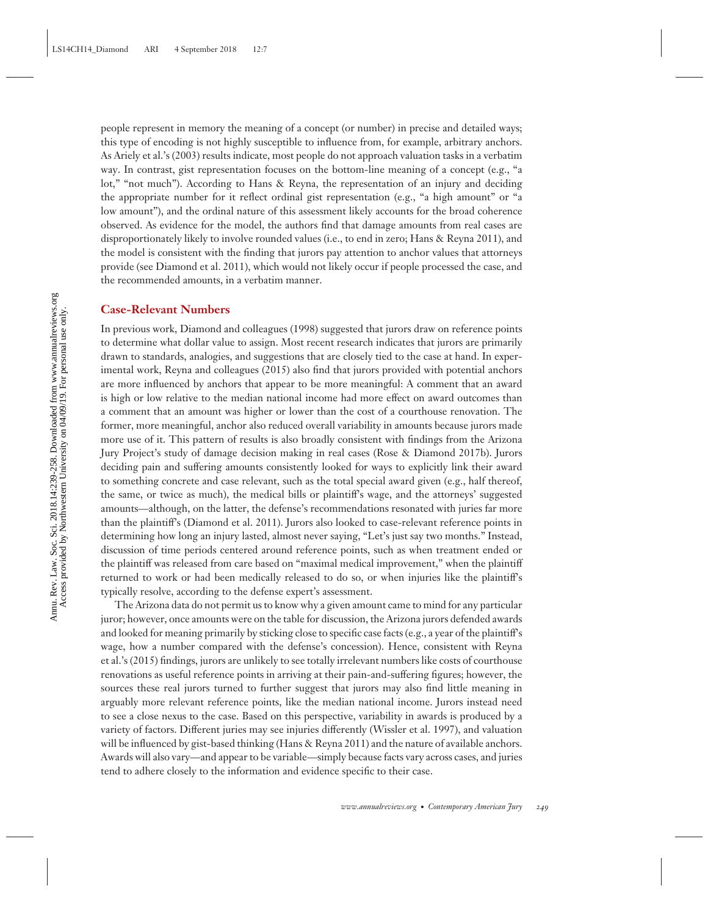people represent in memory the meaning of a concept (or number) in precise and detailed ways; this type of encoding is not highly susceptible to influence from, for example, arbitrary anchors. As Ariely et al.'s (2003) results indicate, most people do not approach valuation tasks in a verbatim way. In contrast, gist representation focuses on the bottom-line meaning of a concept (e.g., "a lot," "not much"). According to Hans & Reyna, the representation of an injury and deciding the appropriate number for it reflect ordinal gist representation (e.g., "a high amount" or "a low amount"), and the ordinal nature of this assessment likely accounts for the broad coherence observed. As evidence for the model, the authors find that damage amounts from real cases are disproportionately likely to involve rounded values (i.e., to end in zero; Hans & Reyna 2011), and the model is consistent with the finding that jurors pay attention to anchor values that attorneys provide (see Diamond et al. 2011), which would not likely occur if people processed the case, and the recommended amounts, in a verbatim manner.

## Case-Relevant Numbers

In previous work, Diamond and colleagues (1998) suggested that jurors draw on reference points to determine what dollar value to assign. Most recent research indicates that jurors are primarily drawn to standards, analogies, and suggestions that are closely tied to the case at hand. In experimental work, Reyna and colleagues (2015) also find that jurors provided with potential anchors are more influenced by anchors that appear to be more meaningful: A comment that an award is high or low relative to the median national income had more effect on award outcomes than a comment that an amount was higher or lower than the cost of a courthouse renovation. The former, more meaningful, anchor also reduced overall variability in amounts because jurors made more use of it. This pattern of results is also broadly consistent with findings from the Arizona Jury Project's study of damage decision making in real cases (Rose & Diamond 2017b). Jurors deciding pain and suffering amounts consistently looked for ways to explicitly link their award to something concrete and case relevant, such as the total special award given (e.g., half thereof, the same, or twice as much), the medical bills or plaintiff's wage, and the attorneys' suggested amounts—although, on the latter, the defense's recommendations resonated with juries far more than the plaintiff's (Diamond et al. 2011). Jurors also looked to case-relevant reference points in determining how long an injury lasted, almost never saying, "Let's just say two months." Instead, discussion of time periods centered around reference points, such as when treatment ended or the plaintiff was released from care based on "maximal medical improvement," when the plaintiff returned to work or had been medically released to do so, or when injuries like the plaintiff's typically resolve, according to the defense expert's assessment.

The Arizona data do not permit us to know why a given amount came to mind for any particular juror; however, once amounts were on the table for discussion, the Arizona jurors defended awards and looked for meaning primarily by sticking close to specific case facts (e.g., a year of the plaintiff's wage, how a number compared with the defense's concession). Hence, consistent with Reyna et al.'s (2015) findings, jurors are unlikely to see totally irrelevant numbers like costs of courthouse renovations as useful reference points in arriving at their pain-and-suffering figures; however, the sources these real jurors turned to further suggest that jurors may also find little meaning in arguably more relevant reference points, like the median national income. Jurors instead need to see a close nexus to the case. Based on this perspective, variability in awards is produced by a variety of factors. Different juries may see injuries differently (Wissler et al. 1997), and valuation will be influenced by gist-based thinking (Hans & Reyna 2011) and the nature of available anchors. Awards will also vary—and appear to be variable—simply because facts vary across cases, and juries tend to adhere closely to the information and evidence specific to their case.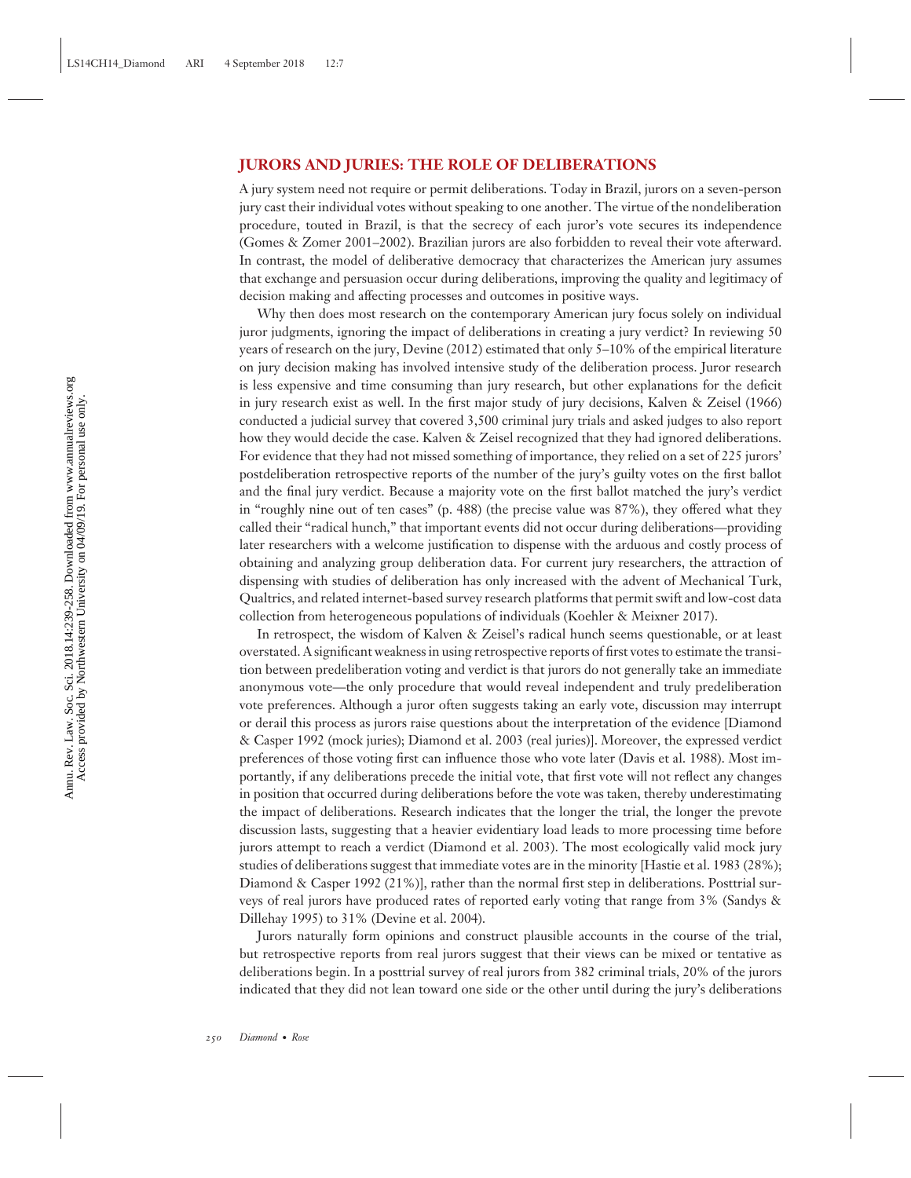## JURORS AND JURIES: THE ROLE OF DELIBERATIONS

A jury system need not require or permit deliberations. Today in Brazil, jurors on a seven-person jury cast their individual votes without speaking to one another. The virtue of the nondeliberation procedure, touted in Brazil, is that the secrecy of each juror's vote secures its independence (Gomes & Zomer 2001–2002). Brazilian jurors are also forbidden to reveal their vote afterward. In contrast, the model of deliberative democracy that characterizes the American jury assumes that exchange and persuasion occur during deliberations, improving the quality and legitimacy of decision making and affecting processes and outcomes in positive ways.

Why then does most research on the contemporary American jury focus solely on individual juror judgments, ignoring the impact of deliberations in creating a jury verdict? In reviewing 50 years of research on the jury, Devine (2012) estimated that only 5–10% of the empirical literature on jury decision making has involved intensive study of the deliberation process. Juror research is less expensive and time consuming than jury research, but other explanations for the deficit in jury research exist as well. In the first major study of jury decisions, Kalven & Zeisel (1966) conducted a judicial survey that covered 3,500 criminal jury trials and asked judges to also report how they would decide the case. Kalven & Zeisel recognized that they had ignored deliberations. For evidence that they had not missed something of importance, they relied on a set of 225 jurors' postdeliberation retrospective reports of the number of the jury's guilty votes on the first ballot and the final jury verdict. Because a majority vote on the first ballot matched the jury's verdict in "roughly nine out of ten cases" (p. 488) (the precise value was 87%), they offered what they called their "radical hunch," that important events did not occur during deliberations—providing later researchers with a welcome justification to dispense with the arduous and costly process of obtaining and analyzing group deliberation data. For current jury researchers, the attraction of dispensing with studies of deliberation has only increased with the advent of Mechanical Turk, Qualtrics, and related internet-based survey research platforms that permit swift and low-cost data collection from heterogeneous populations of individuals (Koehler & Meixner 2017).

In retrospect, the wisdom of Kalven & Zeisel's radical hunch seems questionable, or at least overstated. A significant weakness in using retrospective reports of first votes to estimate the transition between predeliberation voting and verdict is that jurors do not generally take an immediate anonymous vote—the only procedure that would reveal independent and truly predeliberation vote preferences. Although a juror often suggests taking an early vote, discussion may interrupt or derail this process as jurors raise questions about the interpretation of the evidence [Diamond & Casper 1992 (mock juries); Diamond et al. 2003 (real juries)]. Moreover, the expressed verdict preferences of those voting first can influence those who vote later (Davis et al. 1988). Most importantly, if any deliberations precede the initial vote, that first vote will not reflect any changes in position that occurred during deliberations before the vote was taken, thereby underestimating the impact of deliberations. Research indicates that the longer the trial, the longer the prevote discussion lasts, suggesting that a heavier evidentiary load leads to more processing time before jurors attempt to reach a verdict (Diamond et al. 2003). The most ecologically valid mock jury studies of deliberations suggest that immediate votes are in the minority [Hastie et al. 1983 (28%); Diamond & Casper 1992 (21%)], rather than the normal first step in deliberations. Posttrial surveys of real jurors have produced rates of reported early voting that range from 3% (Sandys & Dillehay 1995) to 31% (Devine et al. 2004).

Jurors naturally form opinions and construct plausible accounts in the course of the trial, but retrospective reports from real jurors suggest that their views can be mixed or tentative as deliberations begin. In a posttrial survey of real jurors from 382 criminal trials, 20% of the jurors indicated that they did not lean toward one side or the other until during the jury's deliberations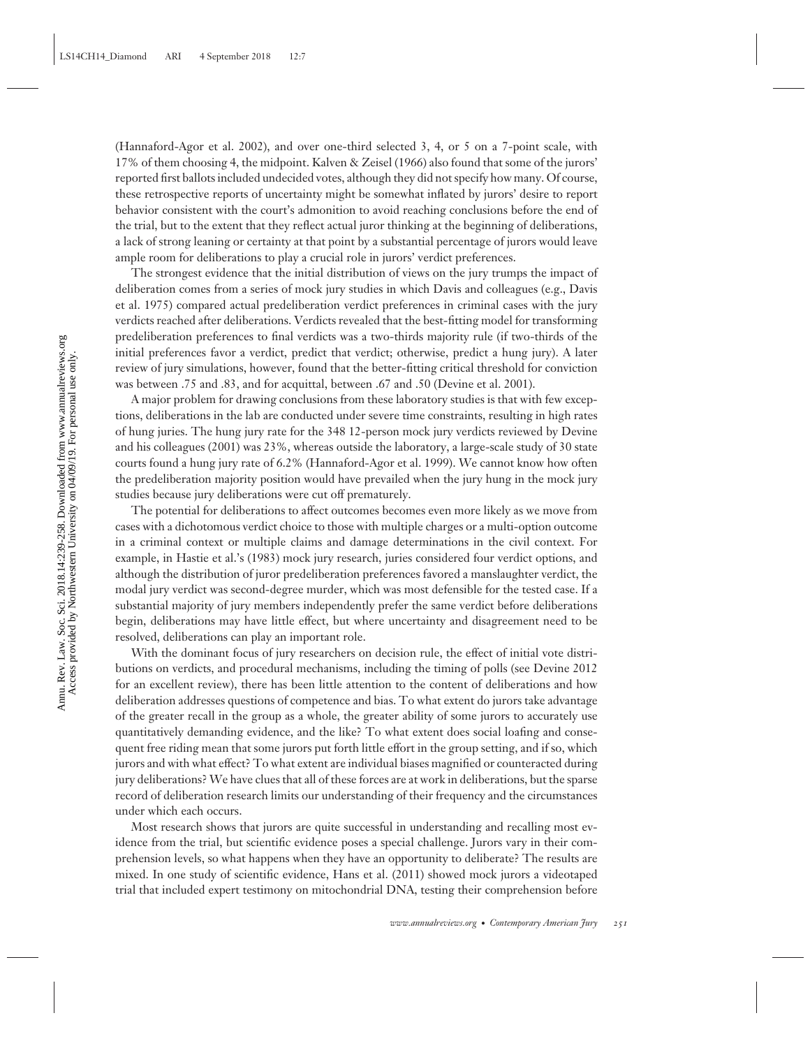(Hannaford-Agor et al. 2002), and over one-third selected 3, 4, or 5 on a 7-point scale, with 17% of them choosing 4, the midpoint. Kalven & Zeisel (1966) also found that some of the jurors' reported first ballots included undecided votes, although they did not specify how many. Of course, these retrospective reports of uncertainty might be somewhat inflated by jurors' desire to report behavior consistent with the court's admonition to avoid reaching conclusions before the end of the trial, but to the extent that they reflect actual juror thinking at the beginning of deliberations, a lack of strong leaning or certainty at that point by a substantial percentage of jurors would leave ample room for deliberations to play a crucial role in jurors' verdict preferences.

The strongest evidence that the initial distribution of views on the jury trumps the impact of deliberation comes from a series of mock jury studies in which Davis and colleagues (e.g., Davis et al. 1975) compared actual predeliberation verdict preferences in criminal cases with the jury verdicts reached after deliberations. Verdicts revealed that the best-fitting model for transforming predeliberation preferences to final verdicts was a two-thirds majority rule (if two-thirds of the initial preferences favor a verdict, predict that verdict; otherwise, predict a hung jury). A later review of jury simulations, however, found that the better-fitting critical threshold for conviction was between .75 and .83, and for acquittal, between .67 and .50 (Devine et al. 2001).

A major problem for drawing conclusions from these laboratory studies is that with few exceptions, deliberations in the lab are conducted under severe time constraints, resulting in high rates of hung juries. The hung jury rate for the 348 12-person mock jury verdicts reviewed by Devine and his colleagues (2001) was 23%, whereas outside the laboratory, a large-scale study of 30 state courts found a hung jury rate of 6.2% (Hannaford-Agor et al. 1999). We cannot know how often the predeliberation majority position would have prevailed when the jury hung in the mock jury studies because jury deliberations were cut off prematurely.

The potential for deliberations to affect outcomes becomes even more likely as we move from cases with a dichotomous verdict choice to those with multiple charges or a multi-option outcome in a criminal context or multiple claims and damage determinations in the civil context. For example, in Hastie et al.'s (1983) mock jury research, juries considered four verdict options, and although the distribution of juror predeliberation preferences favored a manslaughter verdict, the modal jury verdict was second-degree murder, which was most defensible for the tested case. If a substantial majority of jury members independently prefer the same verdict before deliberations begin, deliberations may have little effect, but where uncertainty and disagreement need to be resolved, deliberations can play an important role.

With the dominant focus of jury researchers on decision rule, the effect of initial vote distributions on verdicts, and procedural mechanisms, including the timing of polls (see Devine 2012 for an excellent review), there has been little attention to the content of deliberations and how deliberation addresses questions of competence and bias. To what extent do jurors take advantage of the greater recall in the group as a whole, the greater ability of some jurors to accurately use quantitatively demanding evidence, and the like? To what extent does social loafing and consequent free riding mean that some jurors put forth little effort in the group setting, and if so, which jurors and with what effect? To what extent are individual biases magnified or counteracted during jury deliberations? We have clues that all of these forces are at work in deliberations, but the sparse record of deliberation research limits our understanding of their frequency and the circumstances under which each occurs.

Most research shows that jurors are quite successful in understanding and recalling most evidence from the trial, but scientific evidence poses a special challenge. Jurors vary in their comprehension levels, so what happens when they have an opportunity to deliberate? The results are mixed. In one study of scientific evidence, Hans et al. (2011) showed mock jurors a videotaped trial that included expert testimony on mitochondrial DNA, testing their comprehension before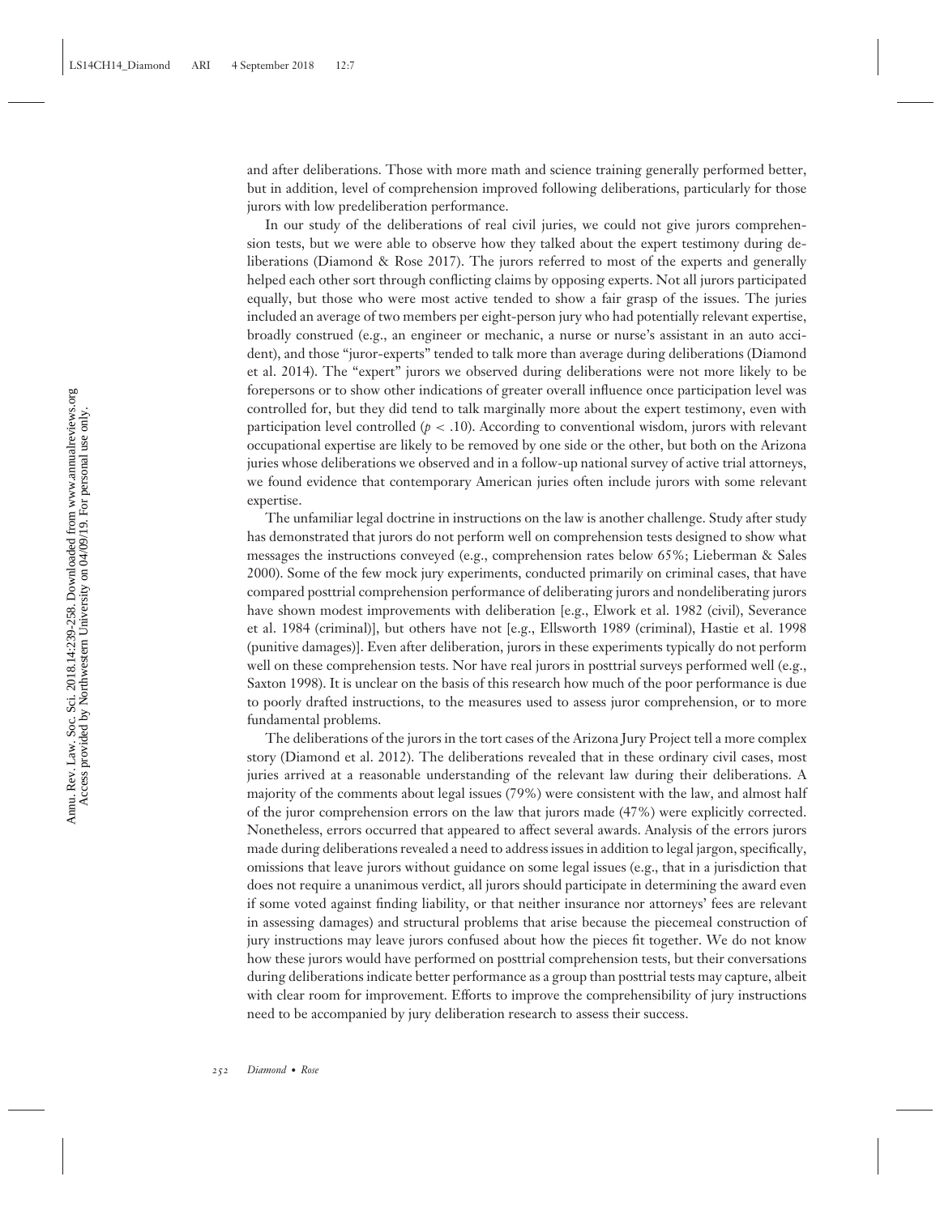and after deliberations. Those with more math and science training generally performed better, but in addition, level of comprehension improved following deliberations, particularly for those jurors with low predeliberation performance.

In our study of the deliberations of real civil juries, we could not give jurors comprehension tests, but we were able to observe how they talked about the expert testimony during deliberations (Diamond & Rose 2017). The jurors referred to most of the experts and generally helped each other sort through conflicting claims by opposing experts. Not all jurors participated equally, but those who were most active tended to show a fair grasp of the issues. The juries included an average of two members per eight-person jury who had potentially relevant expertise, broadly construed (e.g., an engineer or mechanic, a nurse or nurse's assistant in an auto accident), and those "juror-experts" tended to talk more than average during deliberations (Diamond et al. 2014). The "expert" jurors we observed during deliberations were not more likely to be forepersons or to show other indications of greater overall influence once participation level was controlled for, but they did tend to talk marginally more about the expert testimony, even with participation level controlled ($p < .10$). According to conventional wisdom, jurors with relevant occupational expertise are likely to be removed by one side or the other, but both on the Arizona juries whose deliberations we observed and in a follow-up national survey of active trial attorneys, we found evidence that contemporary American juries often include jurors with some relevant expertise.

The unfamiliar legal doctrine in instructions on the law is another challenge. Study after study has demonstrated that jurors do not perform well on comprehension tests designed to show what messages the instructions conveyed (e.g., comprehension rates below 65%; Lieberman & Sales 2000). Some of the few mock jury experiments, conducted primarily on criminal cases, that have compared posttrial comprehension performance of deliberating jurors and nondeliberating jurors have shown modest improvements with deliberation [e.g., Elwork et al. 1982 (civil), Severance et al. 1984 (criminal)], but others have not [e.g., Ellsworth 1989 (criminal), Hastie et al. 1998 (punitive damages)]. Even after deliberation, jurors in these experiments typically do not perform well on these comprehension tests. Nor have real jurors in posttrial surveys performed well (e.g., Saxton 1998). It is unclear on the basis of this research how much of the poor performance is due to poorly drafted instructions, to the measures used to assess juror comprehension, or to more fundamental problems.

The deliberations of the jurors in the tort cases of the Arizona Jury Project tell a more complex story (Diamond et al. 2012). The deliberations revealed that in these ordinary civil cases, most juries arrived at a reasonable understanding of the relevant law during their deliberations. A majority of the comments about legal issues (79%) were consistent with the law, and almost half of the juror comprehension errors on the law that jurors made (47%) were explicitly corrected. Nonetheless, errors occurred that appeared to affect several awards. Analysis of the errors jurors made during deliberations revealed a need to address issues in addition to legal jargon, specifically, omissions that leave jurors without guidance on some legal issues (e.g., that in a jurisdiction that does not require a unanimous verdict, all jurors should participate in determining the award even if some voted against finding liability, or that neither insurance nor attorneys' fees are relevant in assessing damages) and structural problems that arise because the piecemeal construction of jury instructions may leave jurors confused about how the pieces fit together. We do not know how these jurors would have performed on posttrial comprehension tests, but their conversations during deliberations indicate better performance as a group than posttrial tests may capture, albeit with clear room for improvement. Efforts to improve the comprehensibility of jury instructions need to be accompanied by jury deliberation research to assess their success.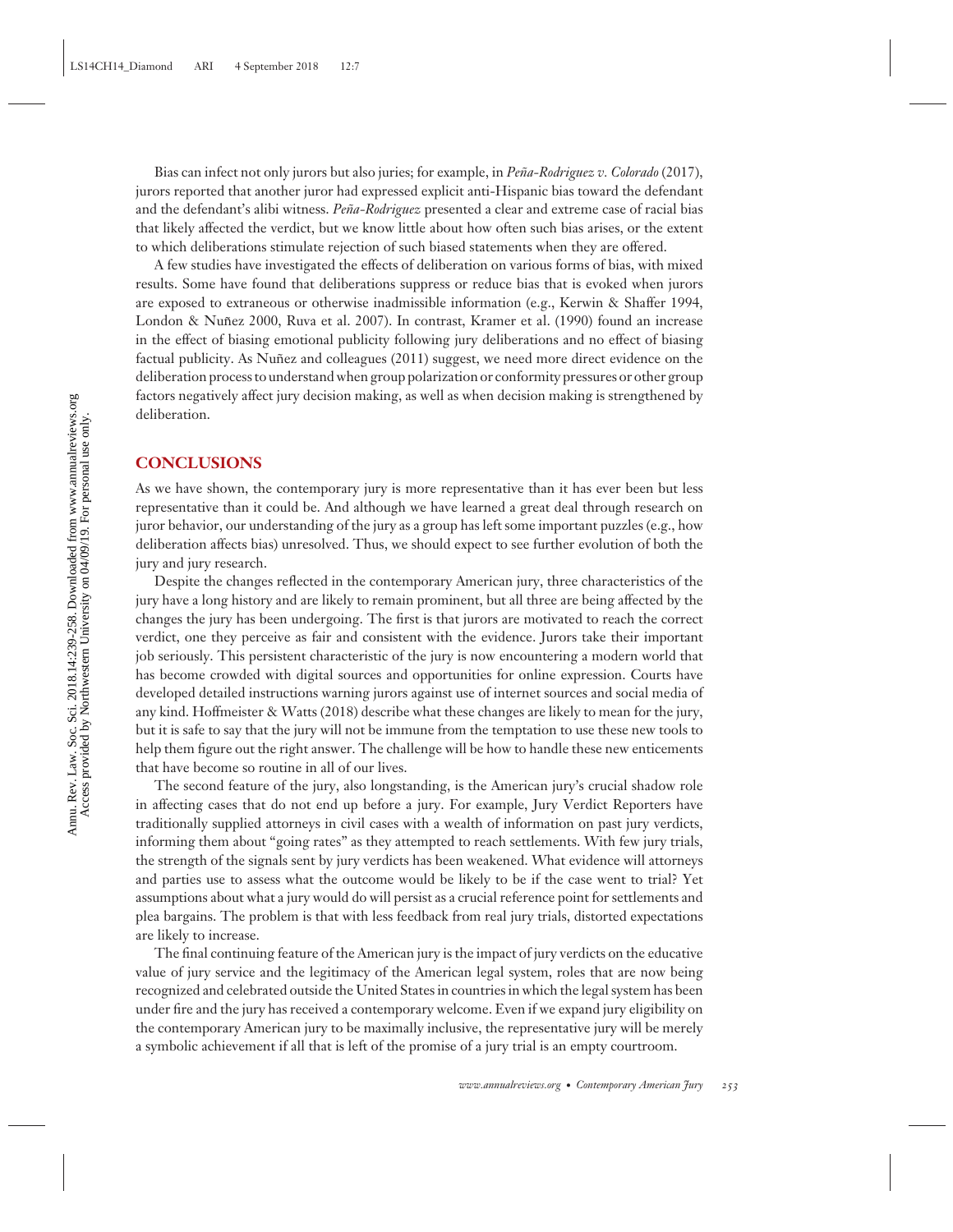Bias can infect not only jurors but also juries; for example, in *Peña-Rodriguez v. Colorado* (2017), jurors reported that another juror had expressed explicit anti-Hispanic bias toward the defendant and the defendant's alibi witness. *Peña-Rodriguez* presented a clear and extreme case of racial bias that likely affected the verdict, but we know little about how often such bias arises, or the extent to which deliberations stimulate rejection of such biased statements when they are offered.

A few studies have investigated the effects of deliberation on various forms of bias, with mixed results. Some have found that deliberations suppress or reduce bias that is evoked when jurors are exposed to extraneous or otherwise inadmissible information (e.g., Kerwin & Shaffer 1994, London & Nuñez 2000, Ruva et al. 2007). In contrast, Kramer et al. (1990) found an increase in the effect of biasing emotional publicity following jury deliberations and no effect of biasing factual publicity. As Nuñez and colleagues (2011) suggest, we need more direct evidence on the deliberation process to understand when group polarization or conformity pressures or other group factors negatively affect jury decision making, as well as when decision making is strengthened by deliberation.

## CONCLUSIONS

As we have shown, the contemporary jury is more representative than it has ever been but less representative than it could be. And although we have learned a great deal through research on juror behavior, our understanding of the jury as a group has left some important puzzles (e.g., how deliberation affects bias) unresolved. Thus, we should expect to see further evolution of both the jury and jury research.

Despite the changes reflected in the contemporary American jury, three characteristics of the jury have a long history and are likely to remain prominent, but all three are being affected by the changes the jury has been undergoing. The first is that jurors are motivated to reach the correct verdict, one they perceive as fair and consistent with the evidence. Jurors take their important job seriously. This persistent characteristic of the jury is now encountering a modern world that has become crowded with digital sources and opportunities for online expression. Courts have developed detailed instructions warning jurors against use of internet sources and social media of any kind. Hoffmeister & Watts (2018) describe what these changes are likely to mean for the jury, but it is safe to say that the jury will not be immune from the temptation to use these new tools to help them figure out the right answer. The challenge will be how to handle these new enticements that have become so routine in all of our lives.

The second feature of the jury, also longstanding, is the American jury's crucial shadow role in affecting cases that do not end up before a jury. For example, Jury Verdict Reporters have traditionally supplied attorneys in civil cases with a wealth of information on past jury verdicts, informing them about "going rates" as they attempted to reach settlements. With few jury trials, the strength of the signals sent by jury verdicts has been weakened. What evidence will attorneys and parties use to assess what the outcome would be likely to be if the case went to trial? Yet assumptions about what a jury would do will persist as a crucial reference point for settlements and plea bargains. The problem is that with less feedback from real jury trials, distorted expectations are likely to increase.

The final continuing feature of the American jury is the impact of jury verdicts on the educative value of jury service and the legitimacy of the American legal system, roles that are now being recognized and celebrated outside the United States in countries in which the legal system has been under fire and the jury has received a contemporary welcome. Even if we expand jury eligibility on the contemporary American jury to be maximally inclusive, the representative jury will be merely a symbolic achievement if all that is left of the promise of a jury trial is an empty courtroom.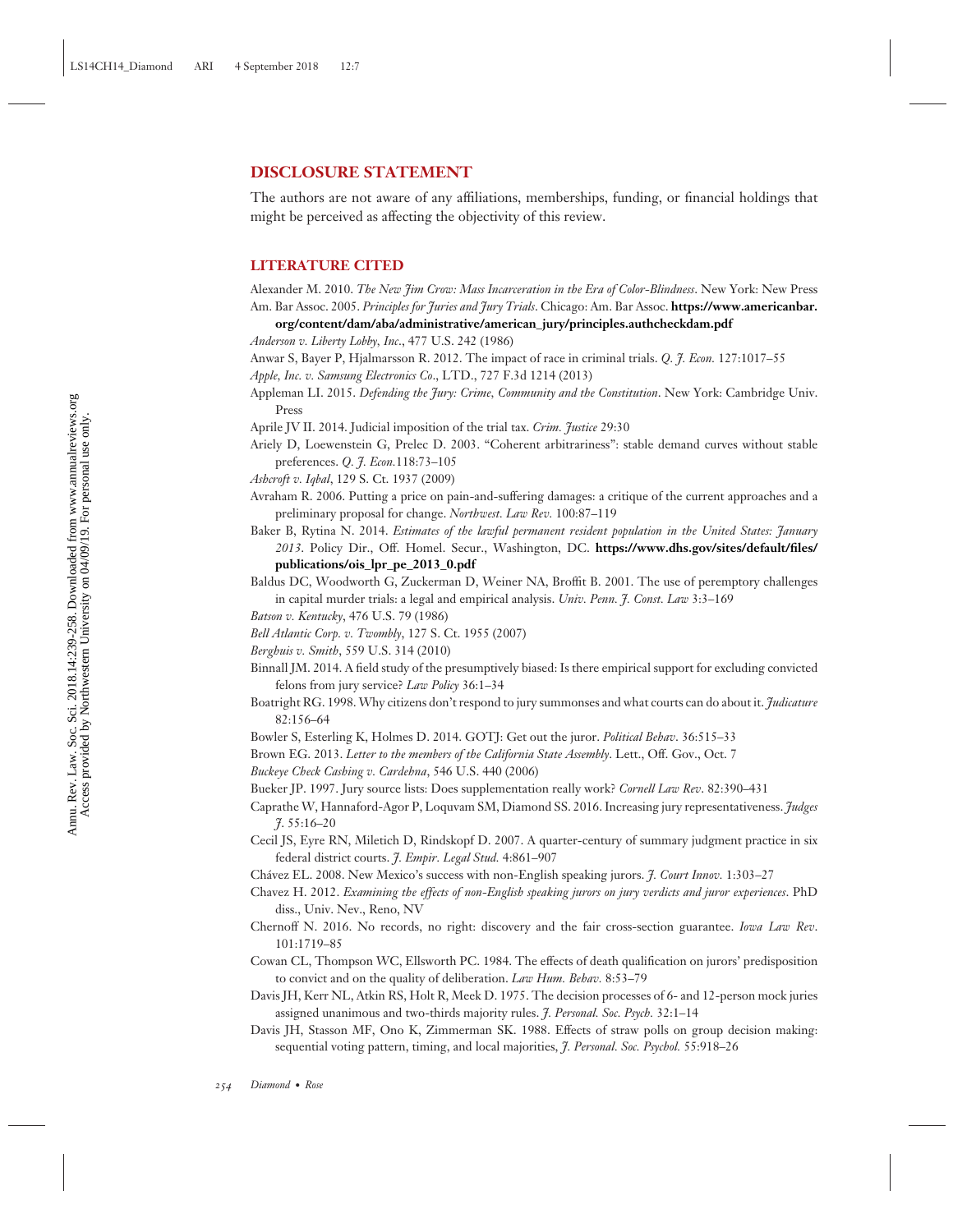## DISCLOSURE STATEMENT

The authors are not aware of any affiliations, memberships, funding, or financial holdings that might be perceived as affecting the objectivity of this review.

## LITERATURE CITED

Alexander M. 2010. *The New Jim Crow: Mass Incarceration in the Era of Color-Blindness*. New York: New Press

Am. Bar Assoc. 2005. *Principles for Juries and Jury Trials*. Chicago: Am. Bar Assoc. **https://www.americanbar.org/content/dam/aba/administrative/american_jury/principles.authcheckdam.pdf**

*Anderson v. Liberty Lobby, Inc.*, 477 U.S. 242 (1986)

Anwar S, Bayer P, Hjalmarsson R. 2012. The impact of race in criminal trials. *Q. J. Econ.* 127:1017–55

*Apple, Inc. v. Samsung Electronics Co.*, LTD., 727 F.3d 1214 (2013)

Appleman LI. 2015. *Defending the Jury: Crime, Community and the Constitution*. New York: Cambridge Univ. Press

Aprile JV II. 2014. Judicial imposition of the trial tax. *Crim. Justice* 29:30

Ariely D, Loewenstein G, Prelec D. 2003. "Coherent arbitrariness": stable demand curves without stable preferences. *Q. J. Econ.*118:73–105

*Ashcroft v. Iqbal*, 129 S. Ct. 1937 (2009)

Avraham R. 2006. Putting a price on pain-and-suffering damages: a critique of the current approaches and a preliminary proposal for change. *Northwest. Law Rev.* 100:87–119

Baker B, Rytina N. 2014. *Estimates of the lawful permanent resident population in the United States: January 2013*. Policy Dir., Off. Homel. Secur., Washington, DC. **https://www.dhs.gov/sites/default/files/publications/ois_lpr_pe_2013_0.pdf**

Baldus DC, Woodworth G, Zuckerman D, Weiner NA, Broffit B. 2001. The use of peremptory challenges in capital murder trials: a legal and empirical analysis. *Univ. Penn. J. Const. Law* 3:3–169

*Batson v. Kentucky*, 476 U.S. 79 (1986)

*Bell Atlantic Corp. v. Twombly*, 127 S. Ct. 1955 (2007)

*Berghuis v. Smith*, 559 U.S. 314 (2010)

Binnall JM. 2014. A field study of the presumptively biased: Is there empirical support for excluding convicted felons from jury service? *Law Policy* 36:1–34

Boatright RG. 1998. Why citizens don't respond to jury summonses and what courts can do about it. *Judicature* 82:156–64

Bowler S, Esterling K, Holmes D. 2014. GOTJ: Get out the juror. *Political Behav*. 36:515–33

Brown EG. 2013. *Letter to the members of the California State Assembly*. Lett., Off. Gov., Oct. 7

*Buckeye Check Cashing v. Cardehna*, 546 U.S. 440 (2006)

Bueker JP. 1997. Jury source lists: Does supplementation really work? *Cornell Law Rev*. 82:390–431

Caprathe W, Hannaford-Agor P, Loquvam SM, Diamond SS. 2016. Increasing jury representativeness. *Judges J.* 55:16–20

Cecil JS, Eyre RN, Miletich D, Rindskopf D. 2007. A quarter-century of summary judgment practice in six federal district courts. *J. Empir. Legal Stud.* 4:861–907

Chávez EL. 2008. New Mexico's success with non-English speaking jurors. *J. Court Innov.* 1:303–27

Chavez H. 2012. *Examining the effects of non-English speaking jurors on jury verdicts and juror experiences*. PhD diss., Univ. Nev., Reno, NV

Chernoff N. 2016. No records, no right: discovery and the fair cross-section guarantee. *Iowa Law Rev*. 101:1719–85

Cowan CL, Thompson WC, Ellsworth PC. 1984. The effects of death qualification on jurors' predisposition to convict and on the quality of deliberation. *Law Hum. Behav.* 8:53–79

Davis JH, Kerr NL, Atkin RS, Holt R, Meek D. 1975. The decision processes of 6- and 12-person mock juries assigned unanimous and two-thirds majority rules. *J. Personal. Soc. Psych.* 32:1–14

Davis JH, Stasson MF, Ono K, Zimmerman SK. 1988. Effects of straw polls on group decision making: sequential voting pattern, timing, and local majorities, *J. Personal. Soc. Psychol.* 55:918–26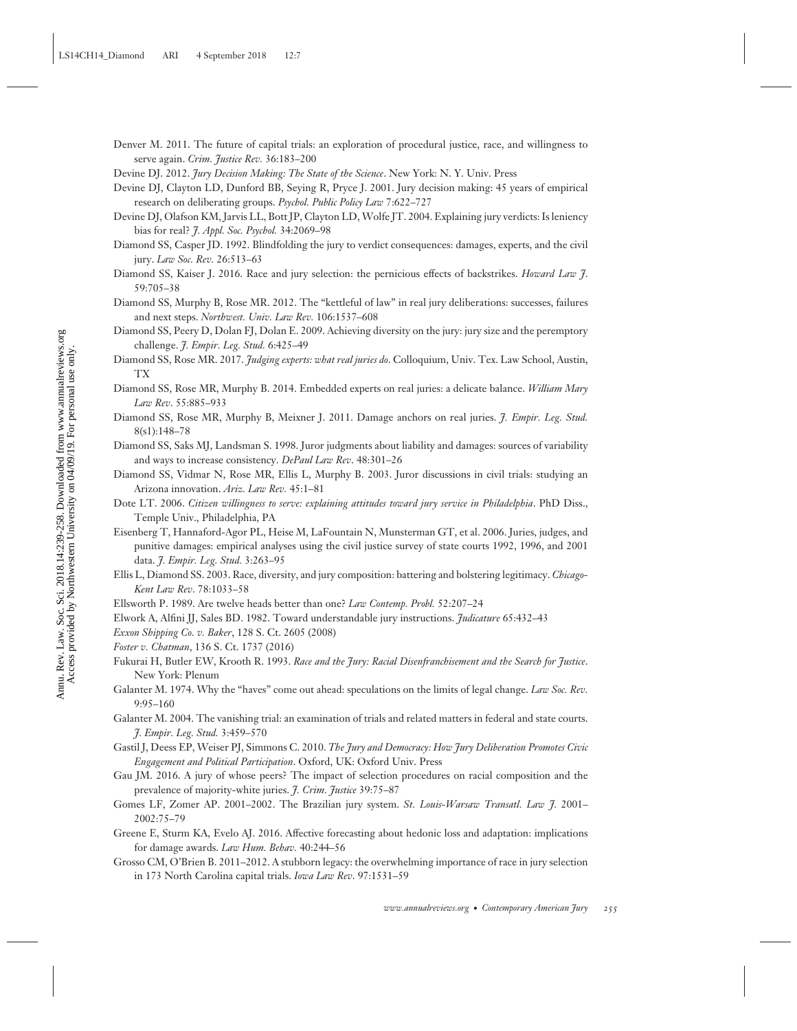Denver M. 2011. The future of capital trials: an exploration of procedural justice, race, and willingness to serve again. *Crim. Justice Rev.* 36:183–200

Devine DJ. 2012. *Jury Decision Making: The State of the Science*. New York: N. Y. Univ. Press

Devine DJ, Clayton LD, Dunford BB, Seying R, Pryce J. 2001. Jury decision making: 45 years of empirical research on deliberating groups. *Psychol. Public Policy Law* 7:622–727

Devine DJ, Olafson KM, Jarvis LL, Bott JP, Clayton LD, Wolfe JT. 2004. Explaining jury verdicts: Is leniency bias for real? *J. Appl. Soc. Psychol.* 34:2069–98

Diamond SS, Casper JD. 1992. Blindfolding the jury to verdict consequences: damages, experts, and the civil jury. *Law Soc. Rev.* 26:513–63

Diamond SS, Kaiser J. 2016. Race and jury selection: the pernicious effects of backstrikes. *Howard Law J.* 59:705–38

Diamond SS, Murphy B, Rose MR. 2012. The "kettleful of law" in real jury deliberations: successes, failures and next steps. *Northwest. Univ. Law Rev.* 106:1537–608

Diamond SS, Peery D, Dolan FJ, Dolan E. 2009. Achieving diversity on the jury: jury size and the peremptory challenge. *J. Empir. Leg. Stud.* 6:425–49

Diamond SS, Rose MR. 2017. *Judging experts: what real juries do*. Colloquium, Univ. Tex. Law School, Austin, TX

Diamond SS, Rose MR, Murphy B. 2014. Embedded experts on real juries: a delicate balance. *William Mary Law Rev*. 55:885–933

Diamond SS, Rose MR, Murphy B, Meixner J. 2011. Damage anchors on real juries. *J. Empir. Leg. Stud.* 8(s1):148–78

Diamond SS, Saks MJ, Landsman S. 1998. Juror judgments about liability and damages: sources of variability and ways to increase consistency. *DePaul Law Rev*. 48:301–26

Diamond SS, Vidmar N, Rose MR, Ellis L, Murphy B. 2003. Juror discussions in civil trials: studying an Arizona innovation. *Ariz. Law Rev.* 45:1–81

Dote LT. 2006. *Citizen willingness to serve: explaining attitudes toward jury service in Philadelphia*. PhD Diss., Temple Univ., Philadelphia, PA

Eisenberg T, Hannaford-Agor PL, Heise M, LaFountain N, Munsterman GT, et al. 2006. Juries, judges, and punitive damages: empirical analyses using the civil justice survey of state courts 1992, 1996, and 2001 data. *J. Empir. Leg. Stud.* 3:263–95

Ellis L, Diamond SS. 2003. Race, diversity, and jury composition: battering and bolstering legitimacy. *Chicago-Kent Law Rev*. 78:1033–58

Ellsworth P. 1989. Are twelve heads better than one? *Law Contemp. Probl.* 52:207–24

Elwork A, Alfini JJ, Sales BD. 1982. Toward understandable jury instructions. *Judicature* 65:432–43

*Exxon Shipping Co. v. Baker*, 128 S. Ct. 2605 (2008)

*Foster v. Chatman*, 136 S. Ct. 1737 (2016)

Fukurai H, Butler EW, Krooth R. 1993. *Race and the Jury: Racial Disenfranchisement and the Search for Justice*. New York: Plenum

Galanter M. 1974. Why the "haves" come out ahead: speculations on the limits of legal change. *Law Soc. Rev.* 9:95–160

Galanter M. 2004. The vanishing trial: an examination of trials and related matters in federal and state courts. *J. Empir. Leg. Stud.* 3:459–570

Gastil J, Deess EP, Weiser PJ, Simmons C. 2010. *The Jury and Democracy: How Jury Deliberation Promotes Civic Engagement and Political Participation*. Oxford, UK: Oxford Univ. Press

Gau JM. 2016. A jury of whose peers? The impact of selection procedures on racial composition and the prevalence of majority-white juries. *J. Crim. Justice* 39:75–87

Gomes LF, Zomer AP. 2001–2002. The Brazilian jury system. *St. Louis-Warsaw Transatl. Law J.* 2001–2002:75–79

Greene E, Sturm KA, Evelo AJ. 2016. Affective forecasting about hedonic loss and adaptation: implications for damage awards. *Law Hum. Behav.* 40:244–56

Grosso CM, O'Brien B. 2011–2012. A stubborn legacy: the overwhelming importance of race in jury selection in 173 North Carolina capital trials. *Iowa Law Rev*. 97:1531–59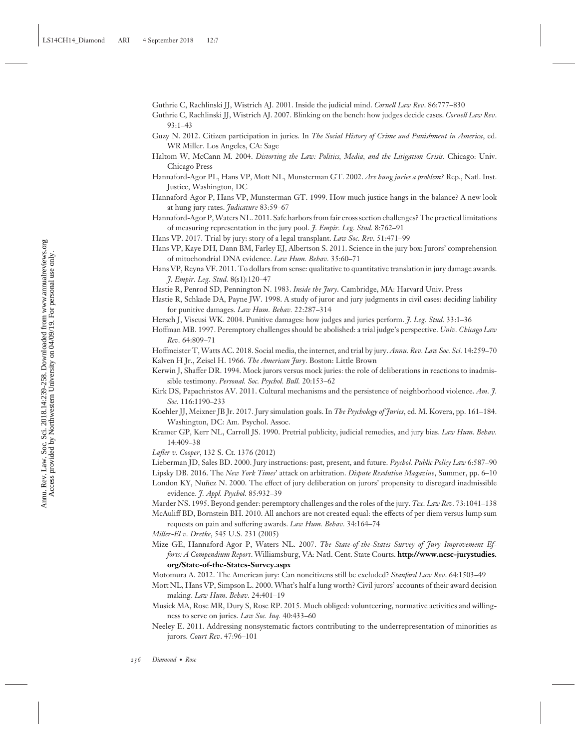Guthrie C, Rachlinski JJ, Wistrich AJ. 2001. Inside the judicial mind. *Cornell Law Rev*. 86:777–830

Guthrie C, Rachlinski JJ, Wistrich AJ. 2007. Blinking on the bench: how judges decide cases. *Cornell Law Rev*. 93:1–43

Guzy N. 2012. Citizen participation in juries. In *The Social History of Crime and Punishment in America*, ed. WR Miller. Los Angeles, CA: Sage

Haltom W, McCann M. 2004. *Distorting the Law: Politics, Media, and the Litigation Crisis*. Chicago: Univ. Chicago Press

Hannaford-Agor PL, Hans VP, Mott NL, Munsterman GT. 2002. *Are hung juries a problem?* Rep., Natl. Inst. Justice, Washington, DC

Hannaford-Agor P, Hans VP, Munsterman GT. 1999. How much justice hangs in the balance? A new look at hung jury rates. *Judicature* 83:59–67

Hannaford-Agor P, Waters NL. 2011. Safe harbors from fair cross section challenges? The practical limitations of measuring representation in the jury pool. *J. Empir. Leg. Stud.* 8:762–91

Hans VP. 2017. Trial by jury: story of a legal transplant. *Law Soc. Rev.* 51:471–99

Hans VP, Kaye DH, Dann BM, Farley EJ, Albertson S. 2011. Science in the jury box: Jurors' comprehension of mitochondrial DNA evidence. *Law Hum. Behav.* 35:60–71

Hans VP, Reyna VF. 2011. To dollars from sense: qualitative to quantitative translation in jury damage awards. *J. Empir. Leg. Stud.* 8(s1):120–47

Hastie R, Penrod SD, Pennington N. 1983. *Inside the Jury*. Cambridge, MA: Harvard Univ. Press

Hastie R, Schkade DA, Payne JW. 1998. A study of juror and jury judgments in civil cases: deciding liability for punitive damages. *Law Hum. Behav.* 22:287–314

Hersch J, Viscusi WK. 2004. Punitive damages: how judges and juries perform. *J. Leg. Stud.* 33:1–36

Hoffman MB. 1997. Peremptory challenges should be abolished: a trial judge's perspective. *Univ. Chicago Law Rev.* 64:809–71

Hoffmeister T, Watts AC. 2018. Social media, the internet, and trial by jury. *Annu. Rev. Law Soc. Sci.* 14:259–70

Kalven H Jr., Zeisel H. 1966. *The American Jury*. Boston: Little Brown

Kerwin J, Shaffer DR. 1994. Mock jurors versus mock juries: the role of deliberations in reactions to inadmissible testimony. *Personal. Soc. Psychol. Bull.* 20:153–62

Kirk DS, Papachristos AV. 2011. Cultural mechanisms and the persistence of neighborhood violence. *Am. J. Soc.* 116:1190–233

Koehler JJ, Meixner JB Jr. 2017. Jury simulation goals. In *The Psychology of Juries*, ed. M. Kovera, pp. 161–184. Washington, DC: Am. Psychol. Assoc.

Kramer GP, Kerr NL, Carroll JS. 1990. Pretrial publicity, judicial remedies, and jury bias. *Law Hum. Behav.* 14:409–38

*Lafler v. Cooper*, 132 S. Ct. 1376 (2012)

Lieberman JD, Sales BD. 2000. Jury instructions: past, present, and future. *Psychol. Public Policy Law* 6:587–90

Lipsky DB. 2016. The *New York Times*' attack on arbitration. *Dispute Resolution Magazine*, Summer, pp. 6–10

London KY, Nuñez N. 2000. The effect of jury deliberation on jurors' propensity to disregard inadmissible evidence. *J. Appl. Psychol.* 85:932–39

Marder NS. 1995. Beyond gender: peremptory challenges and the roles of the jury. *Tex. Law Rev.* 73:1041–138

McAuliff BD, Bornstein BH. 2010. All anchors are not created equal: the effects of per diem versus lump sum requests on pain and suffering awards. *Law Hum. Behav.* 34:164–74

*Miller-El v. Dretke*, 545 U.S. 231 (2005)

Mize GE, Hannaford-Agor P, Waters NL. 2007. *The State-of-the-States Survey of Jury Improvement Efforts: A Compendium Report*. Williamsburg, VA: Natl. Cent. State Courts. **http://www.ncsc-jurystudies.org/State-of-the-States-Survey.aspx**

Motomura A. 2012. The American jury: Can noncitizens still be excluded? *Stanford Law Rev*. 64:1503–49

Mott NL, Hans VP, Simpson L. 2000. What's half a lung worth? Civil jurors' accounts of their award decision making. *Law Hum. Behav.* 24:401–19

Musick MA, Rose MR, Dury S, Rose RP. 2015. Much obliged: volunteering, normative activities and willingness to serve on juries. *Law Soc. Inq.* 40:433–60

Neeley E. 2011. Addressing nonsystematic factors contributing to the underrepresentation of minorities as jurors. *Court Rev*. 47:96–101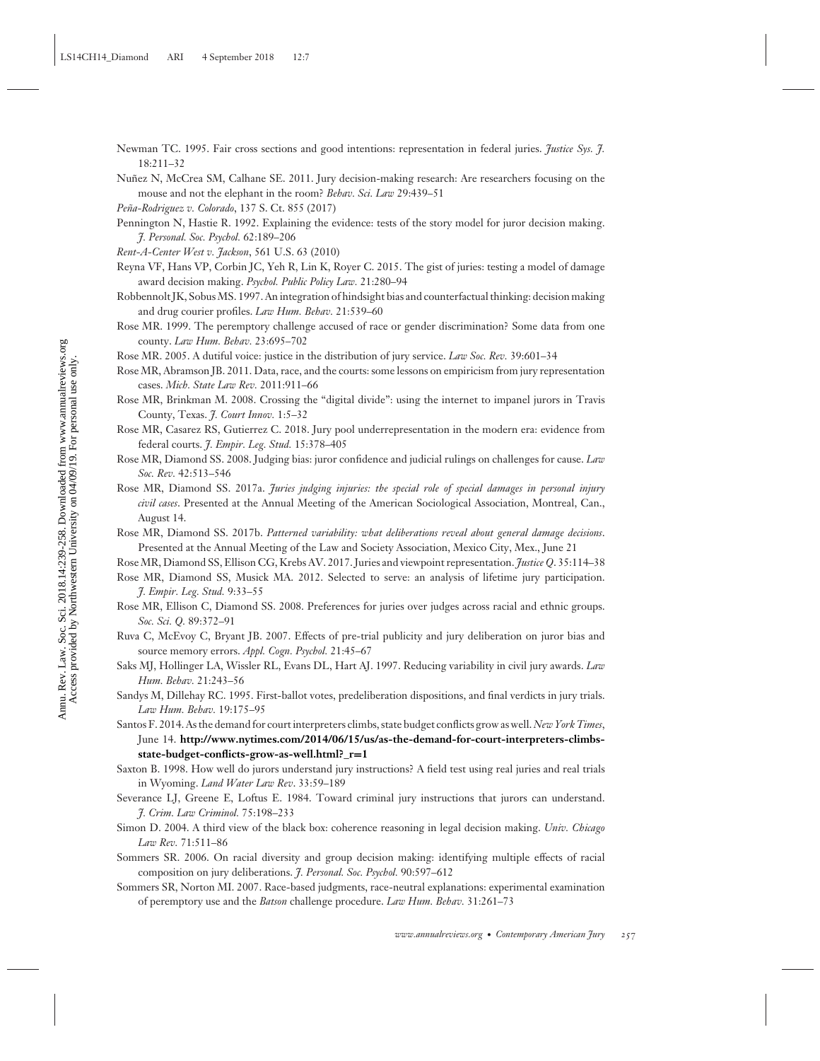Newman TC. 1995. Fair cross sections and good intentions: representation in federal juries. *Justice Sys. J.* 18:211–32

Nuñez N, McCrea SM, Calhane SE. 2011. Jury decision-making research: Are researchers focusing on the mouse and not the elephant in the room? *Behav. Sci. Law* 29:439–51

*Peña-Rodriguez v. Colorado*, 137 S. Ct. 855 (2017)

Pennington N, Hastie R. 1992. Explaining the evidence: tests of the story model for juror decision making. *J. Personal. Soc. Psychol.* 62:189–206

*Rent-A-Center West v. Jackson*, 561 U.S. 63 (2010)

Reyna VF, Hans VP, Corbin JC, Yeh R, Lin K, Royer C. 2015. The gist of juries: testing a model of damage award decision making. *Psychol. Public Policy Law.* 21:280–94

Robbennolt JK, Sobus MS. 1997. An integration of hindsight bias and counterfactual thinking: decision making and drug courier profiles. *Law Hum. Behav.* 21:539–60

Rose MR. 1999. The peremptory challenge accused of race or gender discrimination? Some data from one county. *Law Hum. Behav.* 23:695–702

Rose MR. 2005. A dutiful voice: justice in the distribution of jury service. *Law Soc. Rev.* 39:601–34

Rose MR, Abramson JB. 2011. Data, race, and the courts: some lessons on empiricism from jury representation cases. *Mich. State Law Rev.* 2011:911–66

Rose MR, Brinkman M. 2008. Crossing the "digital divide": using the internet to impanel jurors in Travis County, Texas. *J. Court Innov.* 1:5–32

Rose MR, Casarez RS, Gutierrez C. 2018. Jury pool underrepresentation in the modern era: evidence from federal courts. *J. Empir. Leg. Stud.* 15:378–405

Rose MR, Diamond SS. 2008. Judging bias: juror confidence and judicial rulings on challenges for cause. *Law Soc. Rev.* 42:513–546

Rose MR, Diamond SS. 2017a. *Juries judging injuries: the special role of special damages in personal injury civil cases*. Presented at the Annual Meeting of the American Sociological Association, Montreal, Can., August 14.

Rose MR, Diamond SS. 2017b. *Patterned variability: what deliberations reveal about general damage decisions*. Presented at the Annual Meeting of the Law and Society Association, Mexico City, Mex., June 21

Rose MR, Diamond SS, Ellison CG, Krebs AV. 2017. Juries and viewpoint representation. *Justice Q.* 35:114–38

Rose MR, Diamond SS, Musick MA. 2012. Selected to serve: an analysis of lifetime jury participation. *J. Empir. Leg. Stud.* 9:33–55

Rose MR, Ellison C, Diamond SS. 2008. Preferences for juries over judges across racial and ethnic groups. *Soc. Sci. Q.* 89:372–91

Ruva C, McEvoy C, Bryant JB. 2007. Effects of pre-trial publicity and jury deliberation on juror bias and source memory errors. *Appl. Cogn. Psychol.* 21:45–67

Saks MJ, Hollinger LA, Wissler RL, Evans DL, Hart AJ. 1997. Reducing variability in civil jury awards. *Law Hum. Behav.* 21:243–56

Sandys M, Dillehay RC. 1995. First-ballot votes, predeliberation dispositions, and final verdicts in jury trials. *Law Hum. Behav.* 19:175–95

Santos F. 2014. As the demand for court interpreters climbs, state budget conflicts grow as well. *New York Times*, June 14. **http://www.nytimes.com/2014/06/15/us/as-the-demand-for-court-interpreters-climbs-state-budget-conflicts-grow-as-well.html?_r=1**

Saxton B. 1998. How well do jurors understand jury instructions? A field test using real juries and real trials in Wyoming. *Land Water Law Rev.* 33:59–189

Severance LJ, Greene E, Loftus E. 1984. Toward criminal jury instructions that jurors can understand. *J. Crim. Law Criminol.* 75:198–233

Simon D. 2004. A third view of the black box: coherence reasoning in legal decision making. *Univ. Chicago Law Rev.* 71:511–86

Sommers SR. 2006. On racial diversity and group decision making: identifying multiple effects of racial composition on jury deliberations. *J. Personal. Soc. Psychol.* 90:597–612

Sommers SR, Norton MI. 2007. Race-based judgments, race-neutral explanations: experimental examination of peremptory use and the *Batson* challenge procedure. *Law Hum. Behav.* 31:261–73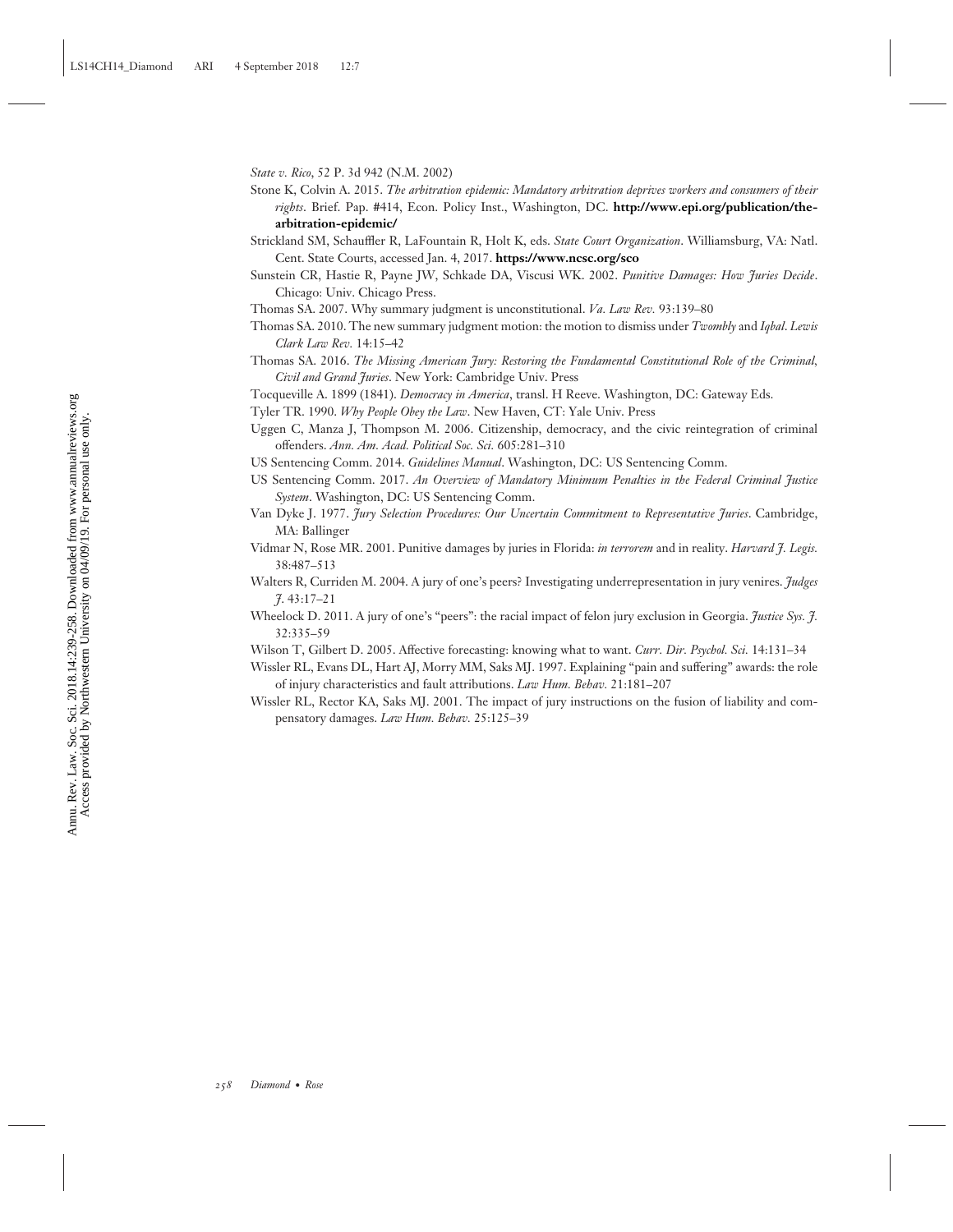*State v. Rico*, 52 P. 3d 942 (N.M. 2002)

Stone K, Colvin A. 2015. *The arbitration epidemic: Mandatory arbitration deprives workers and consumers of their rights*. Brief. Pap. #414, Econ. Policy Inst., Washington, DC. **http://www.epi.org/publication/the-arbitration-epidemic/**

Strickland SM, Schauffler R, LaFountain R, Holt K, eds. *State Court Organization*. Williamsburg, VA: Natl. Cent. State Courts, accessed Jan. 4, 2017. **https://www.ncsc.org/sco**

Sunstein CR, Hastie R, Payne JW, Schkade DA, Viscusi WK. 2002. *Punitive Damages: How Juries Decide*. Chicago: Univ. Chicago Press.

Thomas SA. 2007. Why summary judgment is unconstitutional. *Va. Law Rev.* 93:139–80

Thomas SA. 2010. The new summary judgment motion: the motion to dismiss under *Twombly* and *Iqbal*. *Lewis Clark Law Rev.* 14:15–42

Thomas SA. 2016. *The Missing American Jury: Restoring the Fundamental Constitutional Role of the Criminal, Civil and Grand Juries*. New York: Cambridge Univ. Press

Tocqueville A. 1899 (1841). *Democracy in America*, transl. H Reeve. Washington, DC: Gateway Eds.

Tyler TR. 1990. *Why People Obey the Law*. New Haven, CT: Yale Univ. Press

Uggen C, Manza J, Thompson M. 2006. Citizenship, democracy, and the civic reintegration of criminal offenders. *Ann. Am. Acad. Political Soc. Sci.* 605:281–310

US Sentencing Comm. 2014. *Guidelines Manual*. Washington, DC: US Sentencing Comm.

US Sentencing Comm. 2017. *An Overview of Mandatory Minimum Penalties in the Federal Criminal Justice System*. Washington, DC: US Sentencing Comm.

Van Dyke J. 1977. *Jury Selection Procedures: Our Uncertain Commitment to Representative Juries*. Cambridge, MA: Ballinger

Vidmar N, Rose MR. 2001. Punitive damages by juries in Florida: *in terrorem* and in reality. *Harvard J. Legis.* 38:487–513

Walters R, Curriden M. 2004. A jury of one's peers? Investigating underrepresentation in jury venires. *Judges J.* 43:17–21

Wheelock D. 2011. A jury of one's "peers": the racial impact of felon jury exclusion in Georgia. *Justice Sys. J.* 32:335–59

Wilson T, Gilbert D. 2005. Affective forecasting: knowing what to want. *Curr. Dir. Psychol. Sci.* 14:131–34

Wissler RL, Evans DL, Hart AJ, Morry MM, Saks MJ. 1997. Explaining "pain and suffering" awards: the role of injury characteristics and fault attributions. *Law Hum. Behav.* 21:181–207

Wissler RL, Rector KA, Saks MJ. 2001. The impact of jury instructions on the fusion of liability and compensatory damages. *Law Hum. Behav.* 25:125–39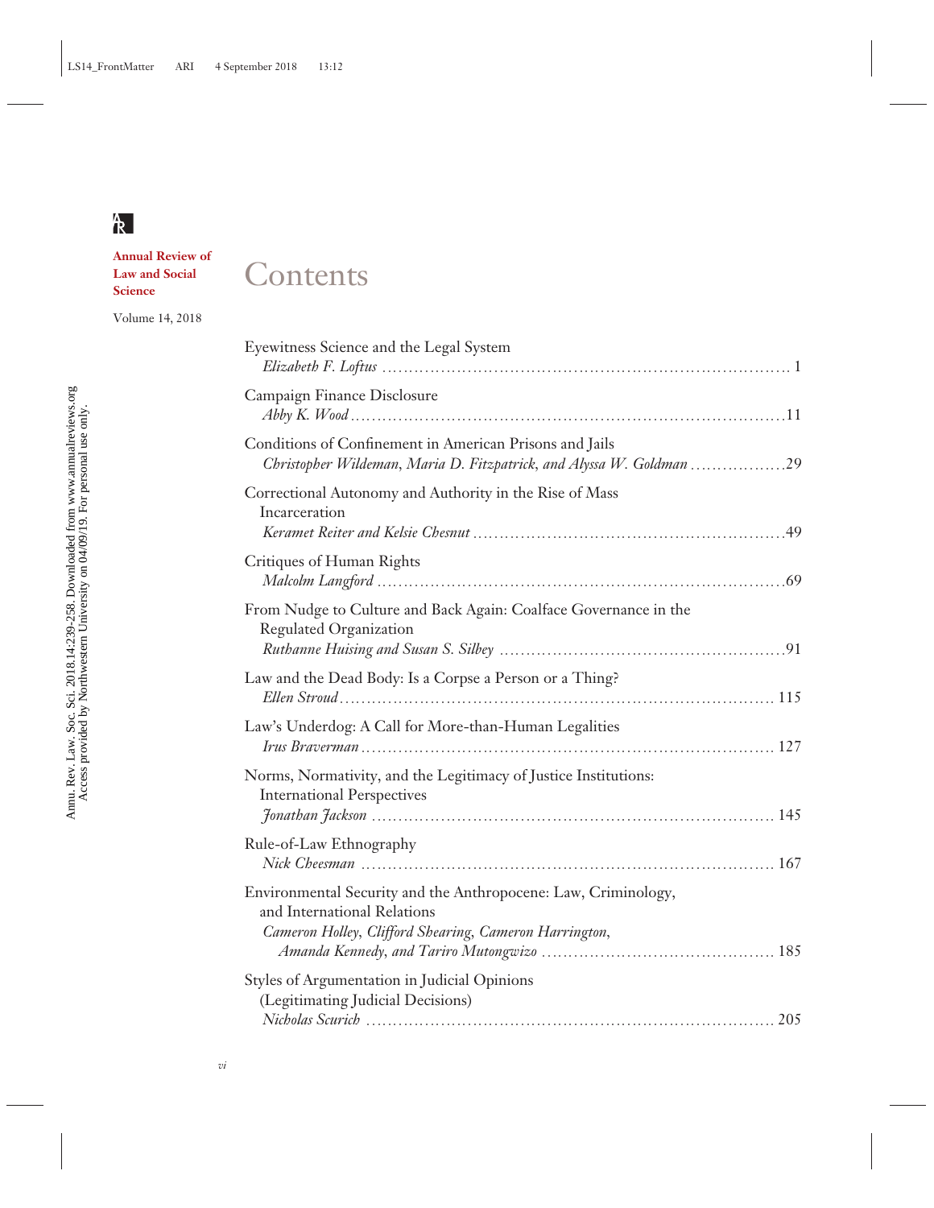**Annual Review of Law and Social Science**

Volume 14, 2018

# Contents

Eyewitness Science and the Legal System
*Elizabeth F. Loftus* ........ 1

Campaign Finance Disclosure
*Abby K. Wood* ........ 11

Conditions of Confinement in American Prisons and Jails
*Christopher Wildeman, Maria D. Fitzpatrick, and Alyssa W. Goldman* ........ 29

Correctional Autonomy and Authority in the Rise of Mass Incarceration
*Keramet Reiter and Kelsie Chesnut* ........ 49

Critiques of Human Rights
*Malcolm Langford* ........ 69

From Nudge to Culture and Back Again: Coalface Governance in the Regulated Organization
*Ruthanne Huising and Susan S. Silbey* ........ 91

Law and the Dead Body: Is a Corpse a Person or a Thing?
*Ellen Stroud* ........ 115

Law's Underdog: A Call for More-than-Human Legalities
*Irus Braverman* ........ 127

Norms, Normativity, and the Legitimacy of Justice Institutions: International Perspectives
*Jonathan Jackson* ........ 145

Rule-of-Law Ethnography
*Nick Cheesman* ........ 167

Environmental Security and the Anthropocene: Law, Criminology, and International Relations
*Cameron Holley, Clifford Shearing, Cameron Harrington, Amanda Kennedy, and Tariro Mutongwizo* ........ 185

Styles of Argumentation in Judicial Opinions (Legitimating Judicial Decisions)
*Nicholas Scurich* ........ 205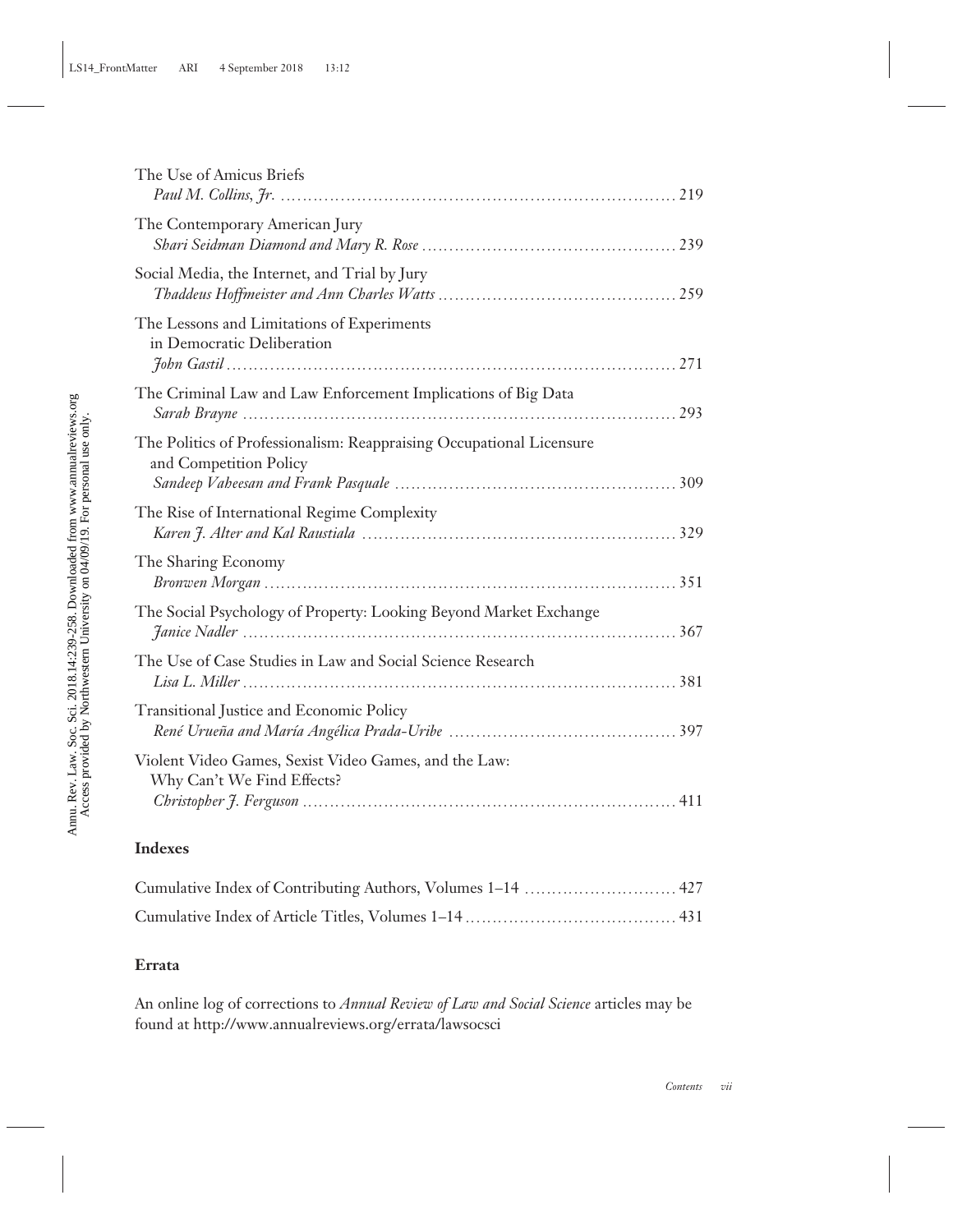The Use of Amicus Briefs
*Paul M. Collins, Jr.* ........................................................................ 219

The Contemporary American Jury
*Shari Seidman Diamond and Mary R. Rose* .............................................. 239

Social Media, the Internet, and Trial by Jury
*Thaddeus Hoffmeister and Ann Charles Watts* .......................................... 259

The Lessons and Limitations of Experiments in Democratic Deliberation
*John Gastil* .................................................................................. 271

The Criminal Law and Law Enforcement Implications of Big Data
*Sarah Brayne* ............................................................................... 293

The Politics of Professionalism: Reappraising Occupational Licensure and Competition Policy
*Sandeep Vaheesan and Frank Pasquale* .................................................. 309

The Rise of International Regime Complexity
*Karen J. Alter and Kal Raustiala* ......................................................... 329

The Sharing Economy
*Bronwen Morgan* ........................................................................... 351

The Social Psychology of Property: Looking Beyond Market Exchange
*Janice Nadler* .............................................................................. 367

The Use of Case Studies in Law and Social Science Research
*Lisa L. Miller* ............................................................................. 381

Transitional Justice and Economic Policy
*René Urueña and María Angélica Prada-Uribe* ......................................... 397

Violent Video Games, Sexist Video Games, and the Law: Why Can't We Find Effects?
*Christopher J. Ferguson* .................................................................. 411

## Indexes

Cumulative Index of Contributing Authors, Volumes 1–14 ............................ 427

Cumulative Index of Article Titles, Volumes 1–14 ....................................... 431

## Errata

An online log of corrections to *Annual Review of Law and Social Science* articles may be found at http://www.annualreviews.org/errata/lawsocsci